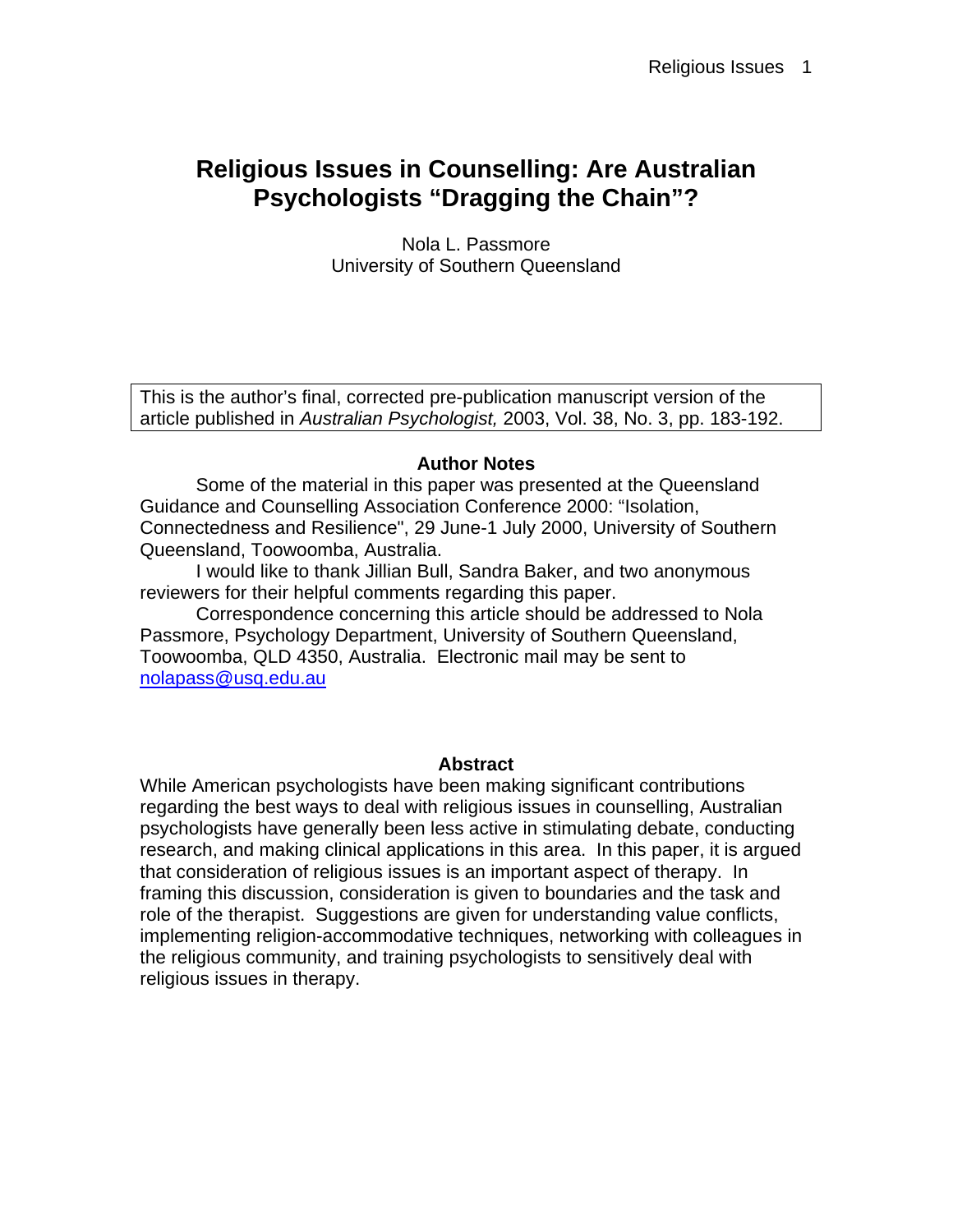# Religious Issues in Counselling: Are Australian Psychologists "Dragging the Chain"?

Nola L. Passmore
University of Southern Queensland

This is the author's final, corrected pre-publication manuscript version of the article published in *Australian Psychologist,* 2003, Vol. 38, No. 3, pp. 183-192.

## Author Notes

Some of the material in this paper was presented at the Queensland Guidance and Counselling Association Conference 2000: "Isolation, Connectedness and Resilience", 29 June-1 July 2000, University of Southern Queensland, Toowoomba, Australia.

I would like to thank Jillian Bull, Sandra Baker, and two anonymous reviewers for their helpful comments regarding this paper.

Correspondence concerning this article should be addressed to Nola Passmore, Psychology Department, University of Southern Queensland, Toowoomba, QLD 4350, Australia. Electronic mail may be sent to nolapass@usq.edu.au

## Abstract

While American psychologists have been making significant contributions regarding the best ways to deal with religious issues in counselling, Australian psychologists have generally been less active in stimulating debate, conducting research, and making clinical applications in this area. In this paper, it is argued that consideration of religious issues is an important aspect of therapy. In framing this discussion, consideration is given to boundaries and the task and role of the therapist. Suggestions are given for understanding value conflicts, implementing religion-accommodative techniques, networking with colleagues in the religious community, and training psychologists to sensitively deal with religious issues in therapy.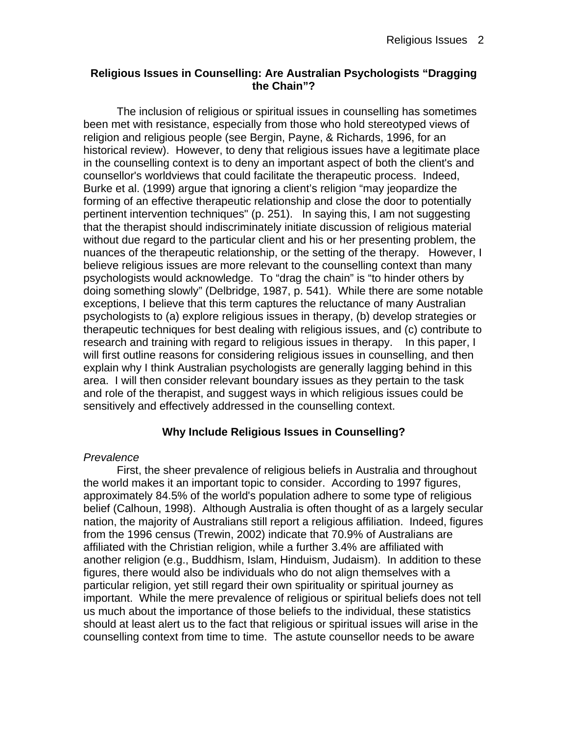## Religious Issues in Counselling: Are Australian Psychologists "Dragging the Chain"?

The inclusion of religious or spiritual issues in counselling has sometimes been met with resistance, especially from those who hold stereotyped views of religion and religious people (see Bergin, Payne, & Richards, 1996, for an historical review). However, to deny that religious issues have a legitimate place in the counselling context is to deny an important aspect of both the client's and counsellor's worldviews that could facilitate the therapeutic process. Indeed, Burke et al. (1999) argue that ignoring a client's religion "may jeopardize the forming of an effective therapeutic relationship and close the door to potentially pertinent intervention techniques" (p. 251). In saying this, I am not suggesting that the therapist should indiscriminately initiate discussion of religious material without due regard to the particular client and his or her presenting problem, the nuances of the therapeutic relationship, or the setting of the therapy. However, I believe religious issues are more relevant to the counselling context than many psychologists would acknowledge. To "drag the chain" is "to hinder others by doing something slowly" (Delbridge, 1987, p. 541). While there are some notable exceptions, I believe that this term captures the reluctance of many Australian psychologists to (a) explore religious issues in therapy, (b) develop strategies or therapeutic techniques for best dealing with religious issues, and (c) contribute to research and training with regard to religious issues in therapy. In this paper, I will first outline reasons for considering religious issues in counselling, and then explain why I think Australian psychologists are generally lagging behind in this area. I will then consider relevant boundary issues as they pertain to the task and role of the therapist, and suggest ways in which religious issues could be sensitively and effectively addressed in the counselling context.

### Why Include Religious Issues in Counselling?

*Prevalence*

First, the sheer prevalence of religious beliefs in Australia and throughout the world makes it an important topic to consider. According to 1997 figures, approximately 84.5% of the world's population adhere to some type of religious belief (Calhoun, 1998). Although Australia is often thought of as a largely secular nation, the majority of Australians still report a religious affiliation. Indeed, figures from the 1996 census (Trewin, 2002) indicate that 70.9% of Australians are affiliated with the Christian religion, while a further 3.4% are affiliated with another religion (e.g., Buddhism, Islam, Hinduism, Judaism). In addition to these figures, there would also be individuals who do not align themselves with a particular religion, yet still regard their own spirituality or spiritual journey as important. While the mere prevalence of religious or spiritual beliefs does not tell us much about the importance of those beliefs to the individual, these statistics should at least alert us to the fact that religious or spiritual issues will arise in the counselling context from time to time. The astute counsellor needs to be aware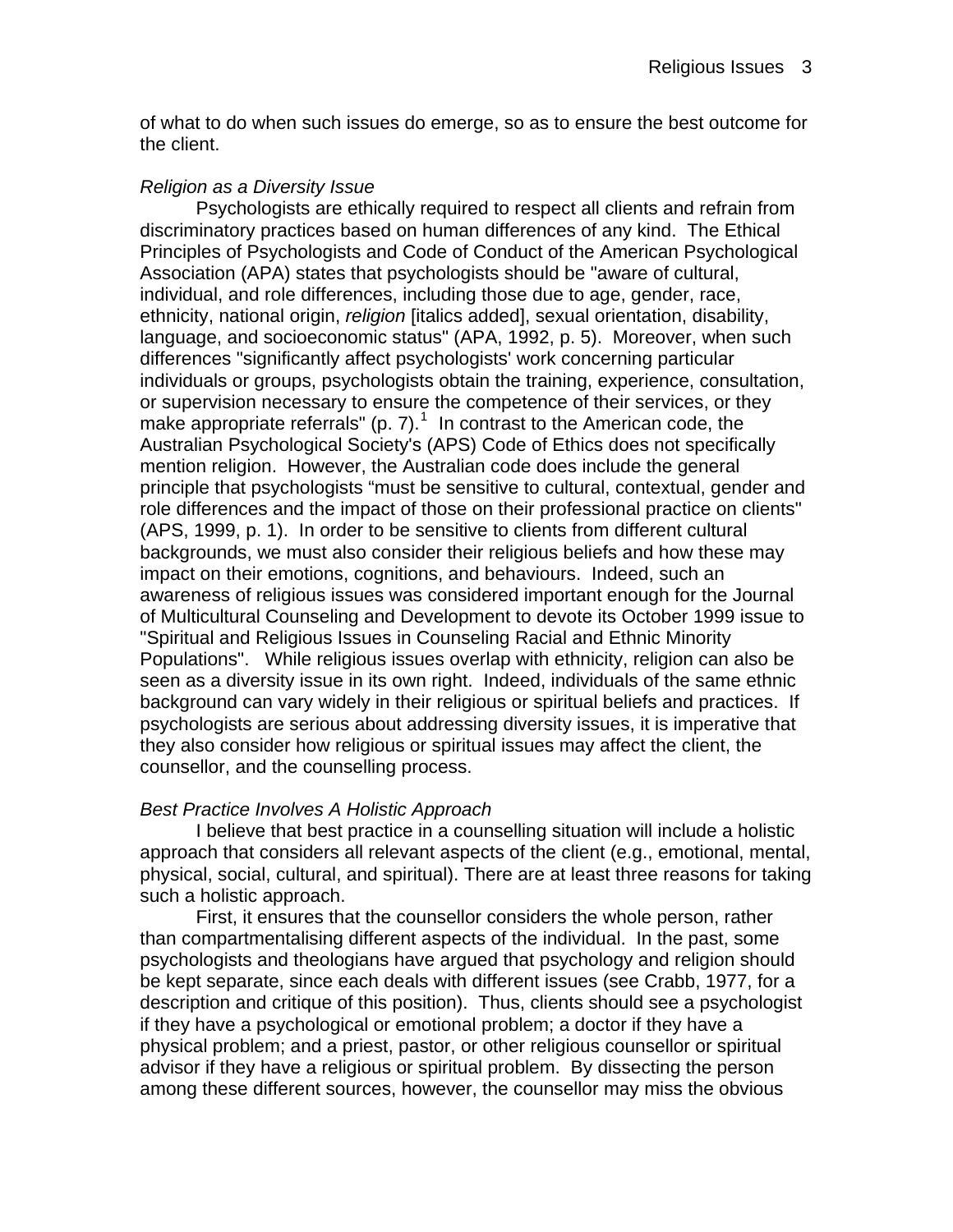of what to do when such issues do emerge, so as to ensure the best outcome for the client.

*Religion as a Diversity Issue*

Psychologists are ethically required to respect all clients and refrain from discriminatory practices based on human differences of any kind. The Ethical Principles of Psychologists and Code of Conduct of the American Psychological Association (APA) states that psychologists should be "aware of cultural, individual, and role differences, including those due to age, gender, race, ethnicity, national origin, *religion* [italics added], sexual orientation, disability, language, and socioeconomic status" (APA, 1992, p. 5). Moreover, when such differences "significantly affect psychologists' work concerning particular individuals or groups, psychologists obtain the training, experience, consultation, or supervision necessary to ensure the competence of their services, or they make appropriate referrals" (p. 7).[1] In contrast to the American code, the Australian Psychological Society's (APS) Code of Ethics does not specifically mention religion. However, the Australian code does include the general principle that psychologists "must be sensitive to cultural, contextual, gender and role differences and the impact of those on their professional practice on clients" (APS, 1999, p. 1). In order to be sensitive to clients from different cultural backgrounds, we must also consider their religious beliefs and how these may impact on their emotions, cognitions, and behaviours. Indeed, such an awareness of religious issues was considered important enough for the Journal of Multicultural Counseling and Development to devote its October 1999 issue to "Spiritual and Religious Issues in Counseling Racial and Ethnic Minority Populations". While religious issues overlap with ethnicity, religion can also be seen as a diversity issue in its own right. Indeed, individuals of the same ethnic background can vary widely in their religious or spiritual beliefs and practices. If psychologists are serious about addressing diversity issues, it is imperative that they also consider how religious or spiritual issues may affect the client, the counsellor, and the counselling process.

*Best Practice Involves A Holistic Approach*

I believe that best practice in a counselling situation will include a holistic approach that considers all relevant aspects of the client (e.g., emotional, mental, physical, social, cultural, and spiritual). There are at least three reasons for taking such a holistic approach.

First, it ensures that the counsellor considers the whole person, rather than compartmentalising different aspects of the individual. In the past, some psychologists and theologians have argued that psychology and religion should be kept separate, since each deals with different issues (see Crabb, 1977, for a description and critique of this position). Thus, clients should see a psychologist if they have a psychological or emotional problem; a doctor if they have a physical problem; and a priest, pastor, or other religious counsellor or spiritual advisor if they have a religious or spiritual problem. By dissecting the person among these different sources, however, the counsellor may miss the obvious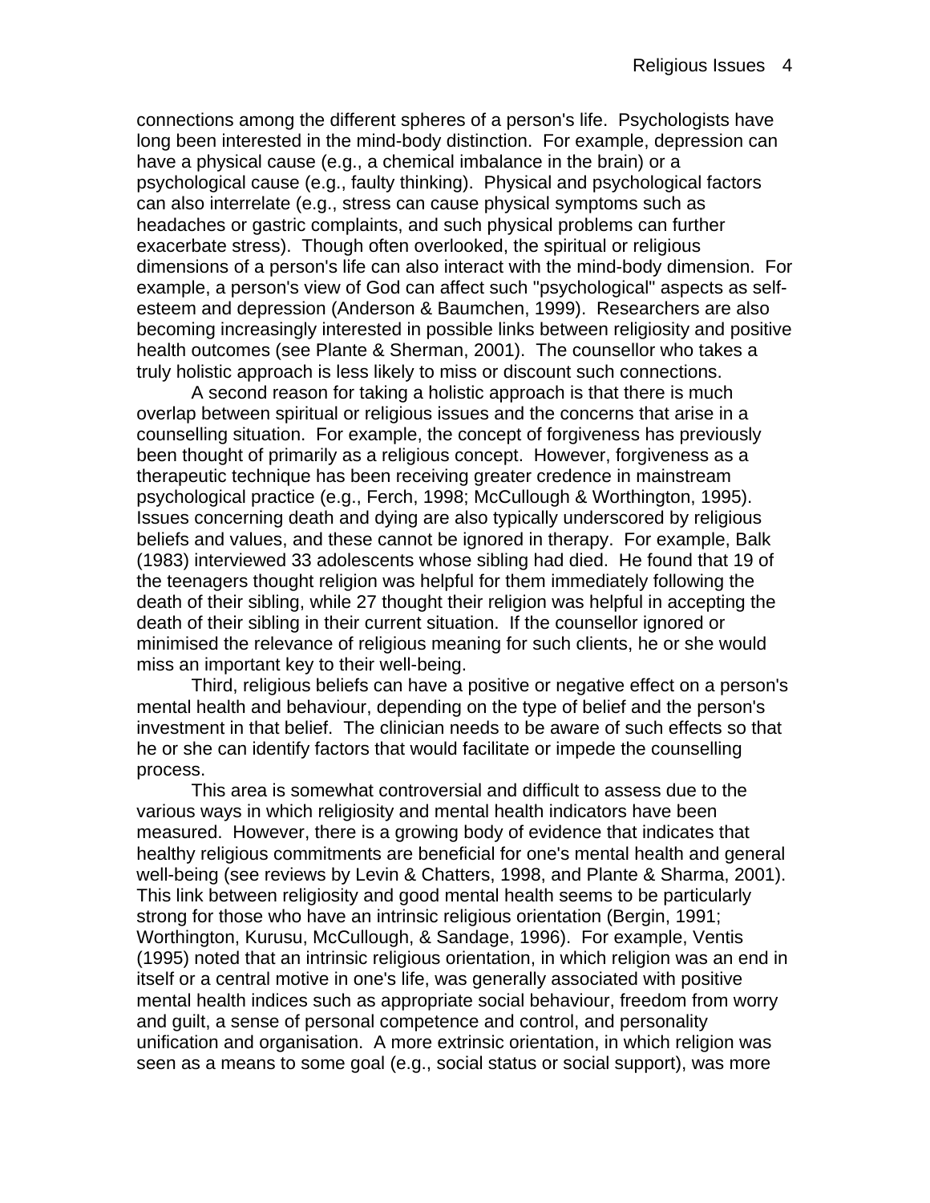connections among the different spheres of a person's life. Psychologists have long been interested in the mind-body distinction. For example, depression can have a physical cause (e.g., a chemical imbalance in the brain) or a psychological cause (e.g., faulty thinking). Physical and psychological factors can also interrelate (e.g., stress can cause physical symptoms such as headaches or gastric complaints, and such physical problems can further exacerbate stress). Though often overlooked, the spiritual or religious dimensions of a person's life can also interact with the mind-body dimension. For example, a person's view of God can affect such "psychological" aspects as self-esteem and depression (Anderson & Baumchen, 1999). Researchers are also becoming increasingly interested in possible links between religiosity and positive health outcomes (see Plante & Sherman, 2001). The counsellor who takes a truly holistic approach is less likely to miss or discount such connections.

A second reason for taking a holistic approach is that there is much overlap between spiritual or religious issues and the concerns that arise in a counselling situation. For example, the concept of forgiveness has previously been thought of primarily as a religious concept. However, forgiveness as a therapeutic technique has been receiving greater credence in mainstream psychological practice (e.g., Ferch, 1998; McCullough & Worthington, 1995). Issues concerning death and dying are also typically underscored by religious beliefs and values, and these cannot be ignored in therapy. For example, Balk (1983) interviewed 33 adolescents whose sibling had died. He found that 19 of the teenagers thought religion was helpful for them immediately following the death of their sibling, while 27 thought their religion was helpful in accepting the death of their sibling in their current situation. If the counsellor ignored or minimised the relevance of religious meaning for such clients, he or she would miss an important key to their well-being.

Third, religious beliefs can have a positive or negative effect on a person's mental health and behaviour, depending on the type of belief and the person's investment in that belief. The clinician needs to be aware of such effects so that he or she can identify factors that would facilitate or impede the counselling process.

This area is somewhat controversial and difficult to assess due to the various ways in which religiosity and mental health indicators have been measured. However, there is a growing body of evidence that indicates that healthy religious commitments are beneficial for one's mental health and general well-being (see reviews by Levin & Chatters, 1998, and Plante & Sharma, 2001). This link between religiosity and good mental health seems to be particularly strong for those who have an intrinsic religious orientation (Bergin, 1991; Worthington, Kurusu, McCullough, & Sandage, 1996). For example, Ventis (1995) noted that an intrinsic religious orientation, in which religion was an end in itself or a central motive in one's life, was generally associated with positive mental health indices such as appropriate social behaviour, freedom from worry and guilt, a sense of personal competence and control, and personality unification and organisation. A more extrinsic orientation, in which religion was seen as a means to some goal (e.g., social status or social support), was more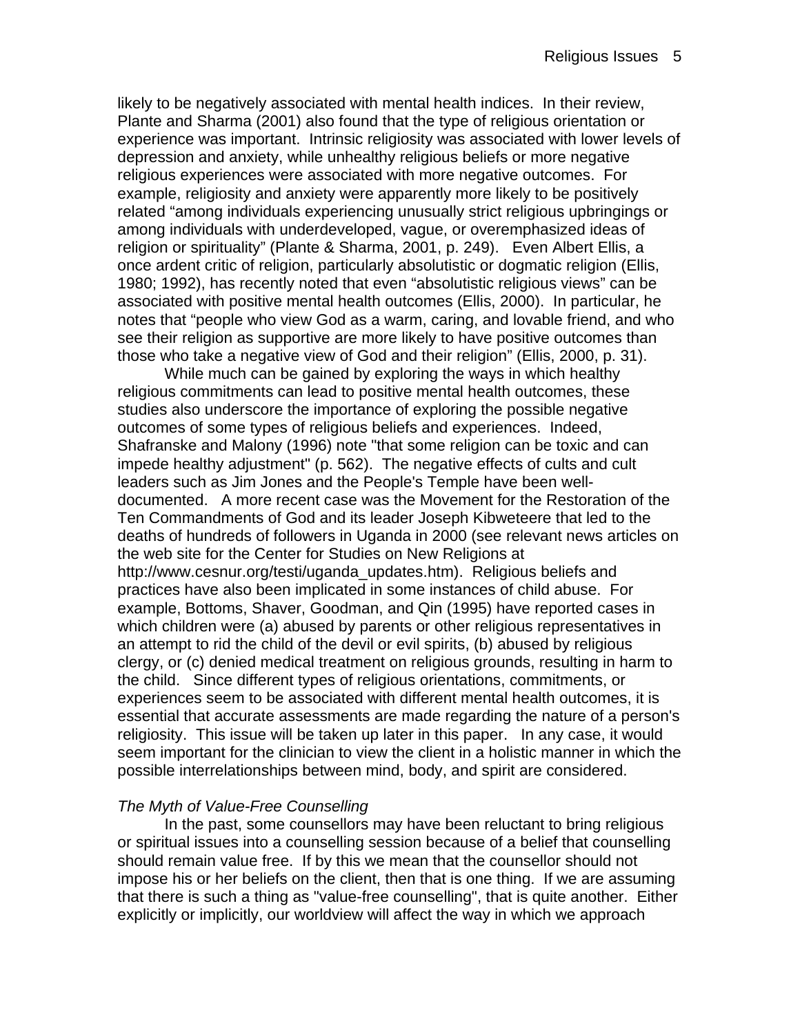likely to be negatively associated with mental health indices. In their review, Plante and Sharma (2001) also found that the type of religious orientation or experience was important. Intrinsic religiosity was associated with lower levels of depression and anxiety, while unhealthy religious beliefs or more negative religious experiences were associated with more negative outcomes. For example, religiosity and anxiety were apparently more likely to be positively related "among individuals experiencing unusually strict religious upbringings or among individuals with underdeveloped, vague, or overemphasized ideas of religion or spirituality" (Plante & Sharma, 2001, p. 249). Even Albert Ellis, a once ardent critic of religion, particularly absolutistic or dogmatic religion (Ellis, 1980; 1992), has recently noted that even "absolutistic religious views" can be associated with positive mental health outcomes (Ellis, 2000). In particular, he notes that "people who view God as a warm, caring, and lovable friend, and who see their religion as supportive are more likely to have positive outcomes than those who take a negative view of God and their religion" (Ellis, 2000, p. 31).

While much can be gained by exploring the ways in which healthy religious commitments can lead to positive mental health outcomes, these studies also underscore the importance of exploring the possible negative outcomes of some types of religious beliefs and experiences. Indeed, Shafranske and Malony (1996) note "that some religion can be toxic and can impede healthy adjustment" (p. 562). The negative effects of cults and cult leaders such as Jim Jones and the People's Temple have been well-documented. A more recent case was the Movement for the Restoration of the Ten Commandments of God and its leader Joseph Kibweteere that led to the deaths of hundreds of followers in Uganda in 2000 (see relevant news articles on the web site for the Center for Studies on New Religions at http://www.cesnur.org/testi/uganda_updates.htm). Religious beliefs and practices have also been implicated in some instances of child abuse. For example, Bottoms, Shaver, Goodman, and Qin (1995) have reported cases in which children were (a) abused by parents or other religious representatives in an attempt to rid the child of the devil or evil spirits, (b) abused by religious clergy, or (c) denied medical treatment on religious grounds, resulting in harm to the child. Since different types of religious orientations, commitments, or experiences seem to be associated with different mental health outcomes, it is essential that accurate assessments are made regarding the nature of a person's religiosity. This issue will be taken up later in this paper. In any case, it would seem important for the clinician to view the client in a holistic manner in which the possible interrelationships between mind, body, and spirit are considered.

### *The Myth of Value-Free Counselling*

In the past, some counsellors may have been reluctant to bring religious or spiritual issues into a counselling session because of a belief that counselling should remain value free. If by this we mean that the counsellor should not impose his or her beliefs on the client, then that is one thing. If we are assuming that there is such a thing as "value-free counselling", that is quite another. Either explicitly or implicitly, our worldview will affect the way in which we approach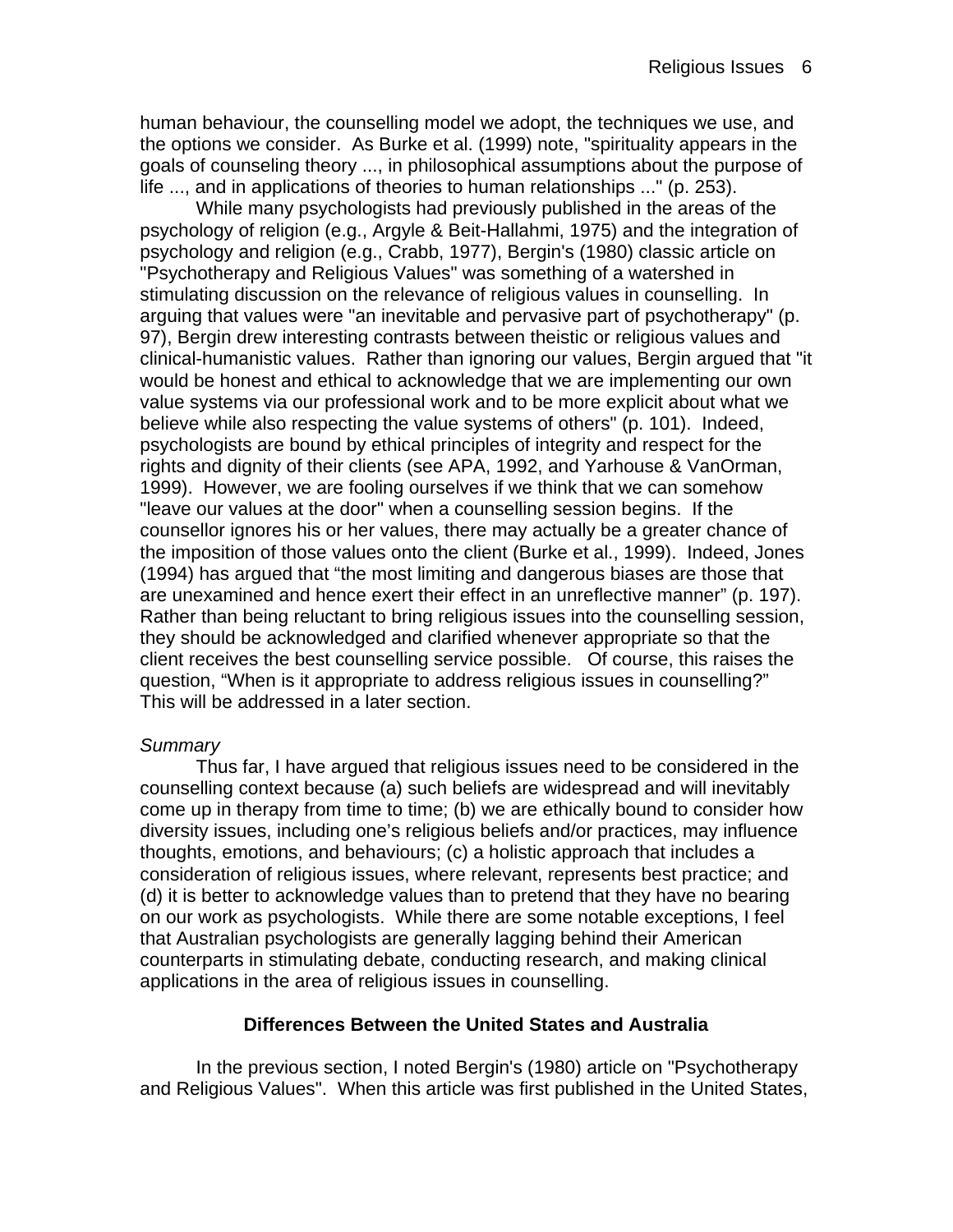human behaviour, the counselling model we adopt, the techniques we use, and the options we consider. As Burke et al. (1999) note, "spirituality appears in the goals of counseling theory ..., in philosophical assumptions about the purpose of life ..., and in applications of theories to human relationships ..." (p. 253).

While many psychologists had previously published in the areas of the psychology of religion (e.g., Argyle & Beit-Hallahmi, 1975) and the integration of psychology and religion (e.g., Crabb, 1977), Bergin's (1980) classic article on "Psychotherapy and Religious Values" was something of a watershed in stimulating discussion on the relevance of religious values in counselling. In arguing that values were "an inevitable and pervasive part of psychotherapy" (p. 97), Bergin drew interesting contrasts between theistic or religious values and clinical-humanistic values. Rather than ignoring our values, Bergin argued that "it would be honest and ethical to acknowledge that we are implementing our own value systems via our professional work and to be more explicit about what we believe while also respecting the value systems of others" (p. 101). Indeed, psychologists are bound by ethical principles of integrity and respect for the rights and dignity of their clients (see APA, 1992, and Yarhouse & VanOrman, 1999). However, we are fooling ourselves if we think that we can somehow "leave our values at the door" when a counselling session begins. If the counsellor ignores his or her values, there may actually be a greater chance of the imposition of those values onto the client (Burke et al., 1999). Indeed, Jones (1994) has argued that "the most limiting and dangerous biases are those that are unexamined and hence exert their effect in an unreflective manner" (p. 197). Rather than being reluctant to bring religious issues into the counselling session, they should be acknowledged and clarified whenever appropriate so that the client receives the best counselling service possible. Of course, this raises the question, "When is it appropriate to address religious issues in counselling?" This will be addressed in a later section.

*Summary*

Thus far, I have argued that religious issues need to be considered in the counselling context because (a) such beliefs are widespread and will inevitably come up in therapy from time to time; (b) we are ethically bound to consider how diversity issues, including one's religious beliefs and/or practices, may influence thoughts, emotions, and behaviours; (c) a holistic approach that includes a consideration of religious issues, where relevant, represents best practice; and (d) it is better to acknowledge values than to pretend that they have no bearing on our work as psychologists. While there are some notable exceptions, I feel that Australian psychologists are generally lagging behind their American counterparts in stimulating debate, conducting research, and making clinical applications in the area of religious issues in counselling.

## Differences Between the United States and Australia

In the previous section, I noted Bergin's (1980) article on "Psychotherapy and Religious Values". When this article was first published in the United States,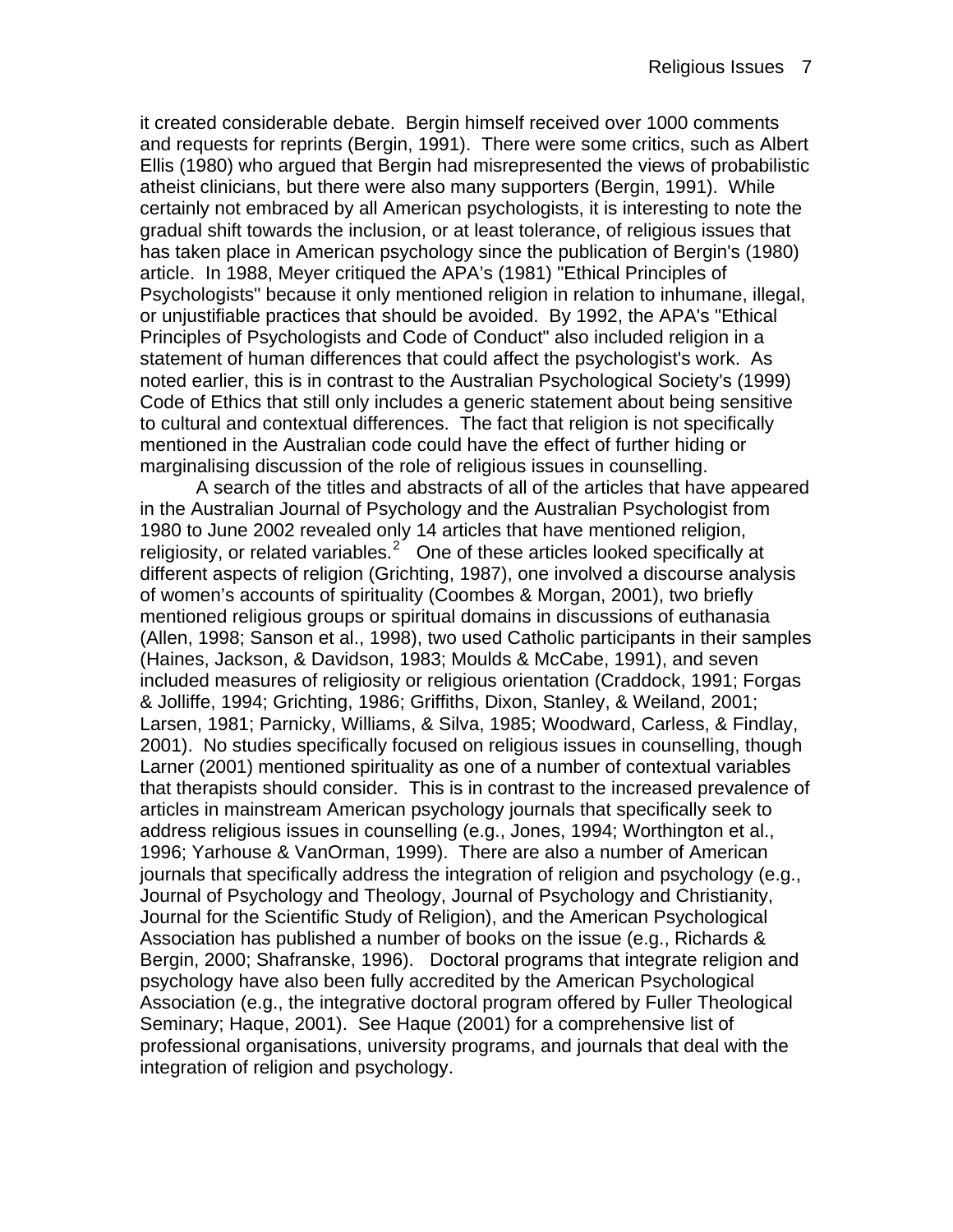it created considerable debate. Bergin himself received over 1000 comments and requests for reprints (Bergin, 1991). There were some critics, such as Albert Ellis (1980) who argued that Bergin had misrepresented the views of probabilistic atheist clinicians, but there were also many supporters (Bergin, 1991). While certainly not embraced by all American psychologists, it is interesting to note the gradual shift towards the inclusion, or at least tolerance, of religious issues that has taken place in American psychology since the publication of Bergin's (1980) article. In 1988, Meyer critiqued the APA's (1981) "Ethical Principles of Psychologists" because it only mentioned religion in relation to inhumane, illegal, or unjustifiable practices that should be avoided. By 1992, the APA's "Ethical Principles of Psychologists and Code of Conduct" also included religion in a statement of human differences that could affect the psychologist's work. As noted earlier, this is in contrast to the Australian Psychological Society's (1999) Code of Ethics that still only includes a generic statement about being sensitive to cultural and contextual differences. The fact that religion is not specifically mentioned in the Australian code could have the effect of further hiding or marginalising discussion of the role of religious issues in counselling.

A search of the titles and abstracts of all of the articles that have appeared in the Australian Journal of Psychology and the Australian Psychologist from 1980 to June 2002 revealed only 14 articles that have mentioned religion, religiosity, or related variables.[2] One of these articles looked specifically at different aspects of religion (Grichting, 1987), one involved a discourse analysis of women's accounts of spirituality (Coombes & Morgan, 2001), two briefly mentioned religious groups or spiritual domains in discussions of euthanasia (Allen, 1998; Sanson et al., 1998), two used Catholic participants in their samples (Haines, Jackson, & Davidson, 1983; Moulds & McCabe, 1991), and seven included measures of religiosity or religious orientation (Craddock, 1991; Forgas & Jolliffe, 1994; Grichting, 1986; Griffiths, Dixon, Stanley, & Weiland, 2001; Larsen, 1981; Parnicky, Williams, & Silva, 1985; Woodward, Carless, & Findlay, 2001). No studies specifically focused on religious issues in counselling, though Larner (2001) mentioned spirituality as one of a number of contextual variables that therapists should consider. This is in contrast to the increased prevalence of articles in mainstream American psychology journals that specifically seek to address religious issues in counselling (e.g., Jones, 1994; Worthington et al., 1996; Yarhouse & VanOrman, 1999). There are also a number of American journals that specifically address the integration of religion and psychology (e.g., Journal of Psychology and Theology, Journal of Psychology and Christianity, Journal for the Scientific Study of Religion), and the American Psychological Association has published a number of books on the issue (e.g., Richards & Bergin, 2000; Shafranske, 1996). Doctoral programs that integrate religion and psychology have also been fully accredited by the American Psychological Association (e.g., the integrative doctoral program offered by Fuller Theological Seminary; Haque, 2001). See Haque (2001) for a comprehensive list of professional organisations, university programs, and journals that deal with the integration of religion and psychology.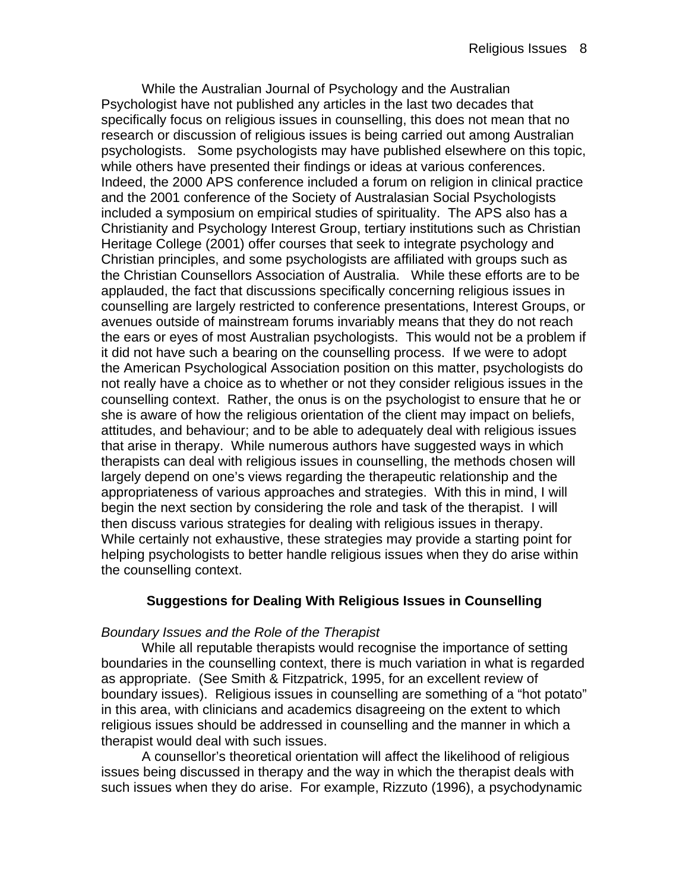While the Australian Journal of Psychology and the Australian Psychologist have not published any articles in the last two decades that specifically focus on religious issues in counselling, this does not mean that no research or discussion of religious issues is being carried out among Australian psychologists. Some psychologists may have published elsewhere on this topic, while others have presented their findings or ideas at various conferences. Indeed, the 2000 APS conference included a forum on religion in clinical practice and the 2001 conference of the Society of Australasian Social Psychologists included a symposium on empirical studies of spirituality. The APS also has a Christianity and Psychology Interest Group, tertiary institutions such as Christian Heritage College (2001) offer courses that seek to integrate psychology and Christian principles, and some psychologists are affiliated with groups such as the Christian Counsellors Association of Australia. While these efforts are to be applauded, the fact that discussions specifically concerning religious issues in counselling are largely restricted to conference presentations, Interest Groups, or avenues outside of mainstream forums invariably means that they do not reach the ears or eyes of most Australian psychologists. This would not be a problem if it did not have such a bearing on the counselling process. If we were to adopt the American Psychological Association position on this matter, psychologists do not really have a choice as to whether or not they consider religious issues in the counselling context. Rather, the onus is on the psychologist to ensure that he or she is aware of how the religious orientation of the client may impact on beliefs, attitudes, and behaviour; and to be able to adequately deal with religious issues that arise in therapy. While numerous authors have suggested ways in which therapists can deal with religious issues in counselling, the methods chosen will largely depend on one's views regarding the therapeutic relationship and the appropriateness of various approaches and strategies. With this in mind, I will begin the next section by considering the role and task of the therapist. I will then discuss various strategies for dealing with religious issues in therapy. While certainly not exhaustive, these strategies may provide a starting point for helping psychologists to better handle religious issues when they do arise within the counselling context.

## Suggestions for Dealing With Religious Issues in Counselling

### *Boundary Issues and the Role of the Therapist*

While all reputable therapists would recognise the importance of setting boundaries in the counselling context, there is much variation in what is regarded as appropriate. (See Smith & Fitzpatrick, 1995, for an excellent review of boundary issues). Religious issues in counselling are something of a "hot potato" in this area, with clinicians and academics disagreeing on the extent to which religious issues should be addressed in counselling and the manner in which a therapist would deal with such issues.

A counsellor's theoretical orientation will affect the likelihood of religious issues being discussed in therapy and the way in which the therapist deals with such issues when they do arise. For example, Rizzuto (1996), a psychodynamic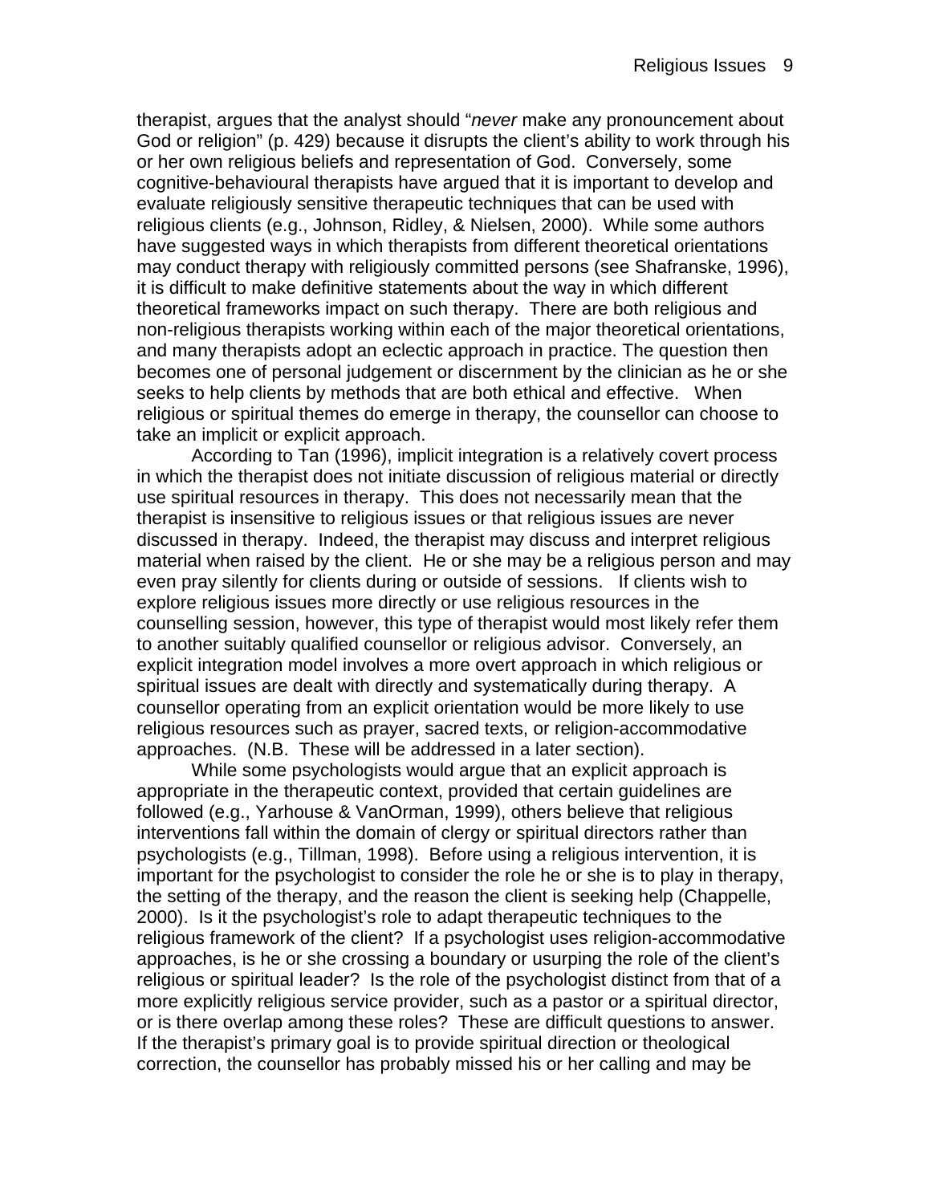therapist, argues that the analyst should "*never* make any pronouncement about God or religion" (p. 429) because it disrupts the client's ability to work through his or her own religious beliefs and representation of God. Conversely, some cognitive-behavioural therapists have argued that it is important to develop and evaluate religiously sensitive therapeutic techniques that can be used with religious clients (e.g., Johnson, Ridley, & Nielsen, 2000). While some authors have suggested ways in which therapists from different theoretical orientations may conduct therapy with religiously committed persons (see Shafranske, 1996), it is difficult to make definitive statements about the way in which different theoretical frameworks impact on such therapy. There are both religious and non-religious therapists working within each of the major theoretical orientations, and many therapists adopt an eclectic approach in practice. The question then becomes one of personal judgement or discernment by the clinician as he or she seeks to help clients by methods that are both ethical and effective. When religious or spiritual themes do emerge in therapy, the counsellor can choose to take an implicit or explicit approach.

According to Tan (1996), implicit integration is a relatively covert process in which the therapist does not initiate discussion of religious material or directly use spiritual resources in therapy. This does not necessarily mean that the therapist is insensitive to religious issues or that religious issues are never discussed in therapy. Indeed, the therapist may discuss and interpret religious material when raised by the client. He or she may be a religious person and may even pray silently for clients during or outside of sessions. If clients wish to explore religious issues more directly or use religious resources in the counselling session, however, this type of therapist would most likely refer them to another suitably qualified counsellor or religious advisor. Conversely, an explicit integration model involves a more overt approach in which religious or spiritual issues are dealt with directly and systematically during therapy. A counsellor operating from an explicit orientation would be more likely to use religious resources such as prayer, sacred texts, or religion-accommodative approaches. (N.B. These will be addressed in a later section).

While some psychologists would argue that an explicit approach is appropriate in the therapeutic context, provided that certain guidelines are followed (e.g., Yarhouse & VanOrman, 1999), others believe that religious interventions fall within the domain of clergy or spiritual directors rather than psychologists (e.g., Tillman, 1998). Before using a religious intervention, it is important for the psychologist to consider the role he or she is to play in therapy, the setting of the therapy, and the reason the client is seeking help (Chappelle, 2000). Is it the psychologist's role to adapt therapeutic techniques to the religious framework of the client? If a psychologist uses religion-accommodative approaches, is he or she crossing a boundary or usurping the role of the client's religious or spiritual leader? Is the role of the psychologist distinct from that of a more explicitly religious service provider, such as a pastor or a spiritual director, or is there overlap among these roles? These are difficult questions to answer. If the therapist's primary goal is to provide spiritual direction or theological correction, the counsellor has probably missed his or her calling and may be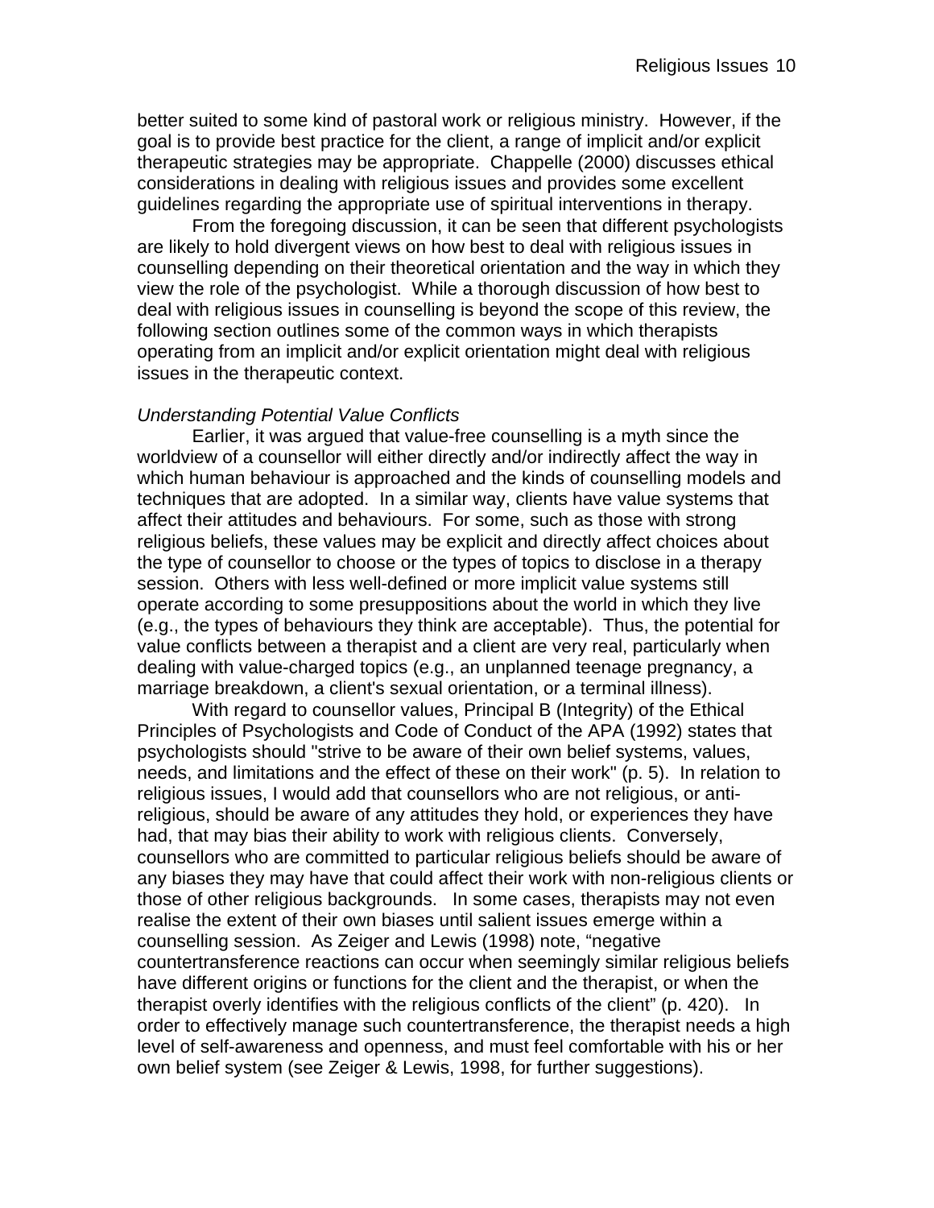better suited to some kind of pastoral work or religious ministry. However, if the goal is to provide best practice for the client, a range of implicit and/or explicit therapeutic strategies may be appropriate. Chappelle (2000) discusses ethical considerations in dealing with religious issues and provides some excellent guidelines regarding the appropriate use of spiritual interventions in therapy.

From the foregoing discussion, it can be seen that different psychologists are likely to hold divergent views on how best to deal with religious issues in counselling depending on their theoretical orientation and the way in which they view the role of the psychologist. While a thorough discussion of how best to deal with religious issues in counselling is beyond the scope of this review, the following section outlines some of the common ways in which therapists operating from an implicit and/or explicit orientation might deal with religious issues in the therapeutic context.

*Understanding Potential Value Conflicts*

Earlier, it was argued that value-free counselling is a myth since the worldview of a counsellor will either directly and/or indirectly affect the way in which human behaviour is approached and the kinds of counselling models and techniques that are adopted. In a similar way, clients have value systems that affect their attitudes and behaviours. For some, such as those with strong religious beliefs, these values may be explicit and directly affect choices about the type of counsellor to choose or the types of topics to disclose in a therapy session. Others with less well-defined or more implicit value systems still operate according to some presuppositions about the world in which they live (e.g., the types of behaviours they think are acceptable). Thus, the potential for value conflicts between a therapist and a client are very real, particularly when dealing with value-charged topics (e.g., an unplanned teenage pregnancy, a marriage breakdown, a client's sexual orientation, or a terminal illness).

With regard to counsellor values, Principal B (Integrity) of the Ethical Principles of Psychologists and Code of Conduct of the APA (1992) states that psychologists should "strive to be aware of their own belief systems, values, needs, and limitations and the effect of these on their work" (p. 5). In relation to religious issues, I would add that counsellors who are not religious, or anti-religious, should be aware of any attitudes they hold, or experiences they have had, that may bias their ability to work with religious clients. Conversely, counsellors who are committed to particular religious beliefs should be aware of any biases they may have that could affect their work with non-religious clients or those of other religious backgrounds. In some cases, therapists may not even realise the extent of their own biases until salient issues emerge within a counselling session. As Zeiger and Lewis (1998) note, "negative countertransference reactions can occur when seemingly similar religious beliefs have different origins or functions for the client and the therapist, or when the therapist overly identifies with the religious conflicts of the client" (p. 420). In order to effectively manage such countertransference, the therapist needs a high level of self-awareness and openness, and must feel comfortable with his or her own belief system (see Zeiger & Lewis, 1998, for further suggestions).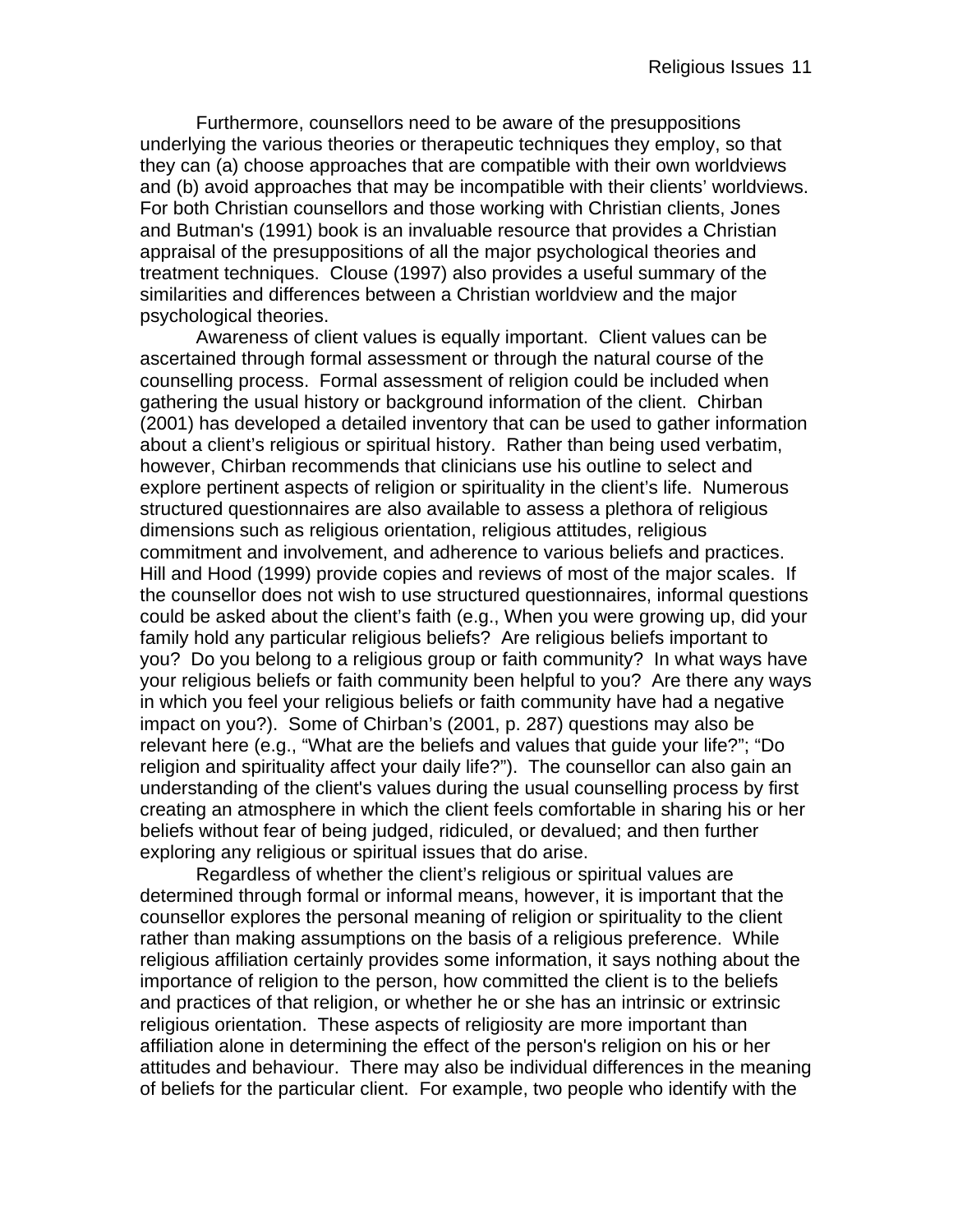Furthermore, counsellors need to be aware of the presuppositions underlying the various theories or therapeutic techniques they employ, so that they can (a) choose approaches that are compatible with their own worldviews and (b) avoid approaches that may be incompatible with their clients' worldviews. For both Christian counsellors and those working with Christian clients, Jones and Butman's (1991) book is an invaluable resource that provides a Christian appraisal of the presuppositions of all the major psychological theories and treatment techniques. Clouse (1997) also provides a useful summary of the similarities and differences between a Christian worldview and the major psychological theories.

Awareness of client values is equally important. Client values can be ascertained through formal assessment or through the natural course of the counselling process. Formal assessment of religion could be included when gathering the usual history or background information of the client. Chirban (2001) has developed a detailed inventory that can be used to gather information about a client's religious or spiritual history. Rather than being used verbatim, however, Chirban recommends that clinicians use his outline to select and explore pertinent aspects of religion or spirituality in the client's life. Numerous structured questionnaires are also available to assess a plethora of religious dimensions such as religious orientation, religious attitudes, religious commitment and involvement, and adherence to various beliefs and practices. Hill and Hood (1999) provide copies and reviews of most of the major scales. If the counsellor does not wish to use structured questionnaires, informal questions could be asked about the client's faith (e.g., When you were growing up, did your family hold any particular religious beliefs? Are religious beliefs important to you? Do you belong to a religious group or faith community? In what ways have your religious beliefs or faith community been helpful to you? Are there any ways in which you feel your religious beliefs or faith community have had a negative impact on you?). Some of Chirban's (2001, p. 287) questions may also be relevant here (e.g., "What are the beliefs and values that guide your life?"; "Do religion and spirituality affect your daily life?"). The counsellor can also gain an understanding of the client's values during the usual counselling process by first creating an atmosphere in which the client feels comfortable in sharing his or her beliefs without fear of being judged, ridiculed, or devalued; and then further exploring any religious or spiritual issues that do arise.

Regardless of whether the client's religious or spiritual values are determined through formal or informal means, however, it is important that the counsellor explores the personal meaning of religion or spirituality to the client rather than making assumptions on the basis of a religious preference. While religious affiliation certainly provides some information, it says nothing about the importance of religion to the person, how committed the client is to the beliefs and practices of that religion, or whether he or she has an intrinsic or extrinsic religious orientation. These aspects of religiosity are more important than affiliation alone in determining the effect of the person's religion on his or her attitudes and behaviour. There may also be individual differences in the meaning of beliefs for the particular client. For example, two people who identify with the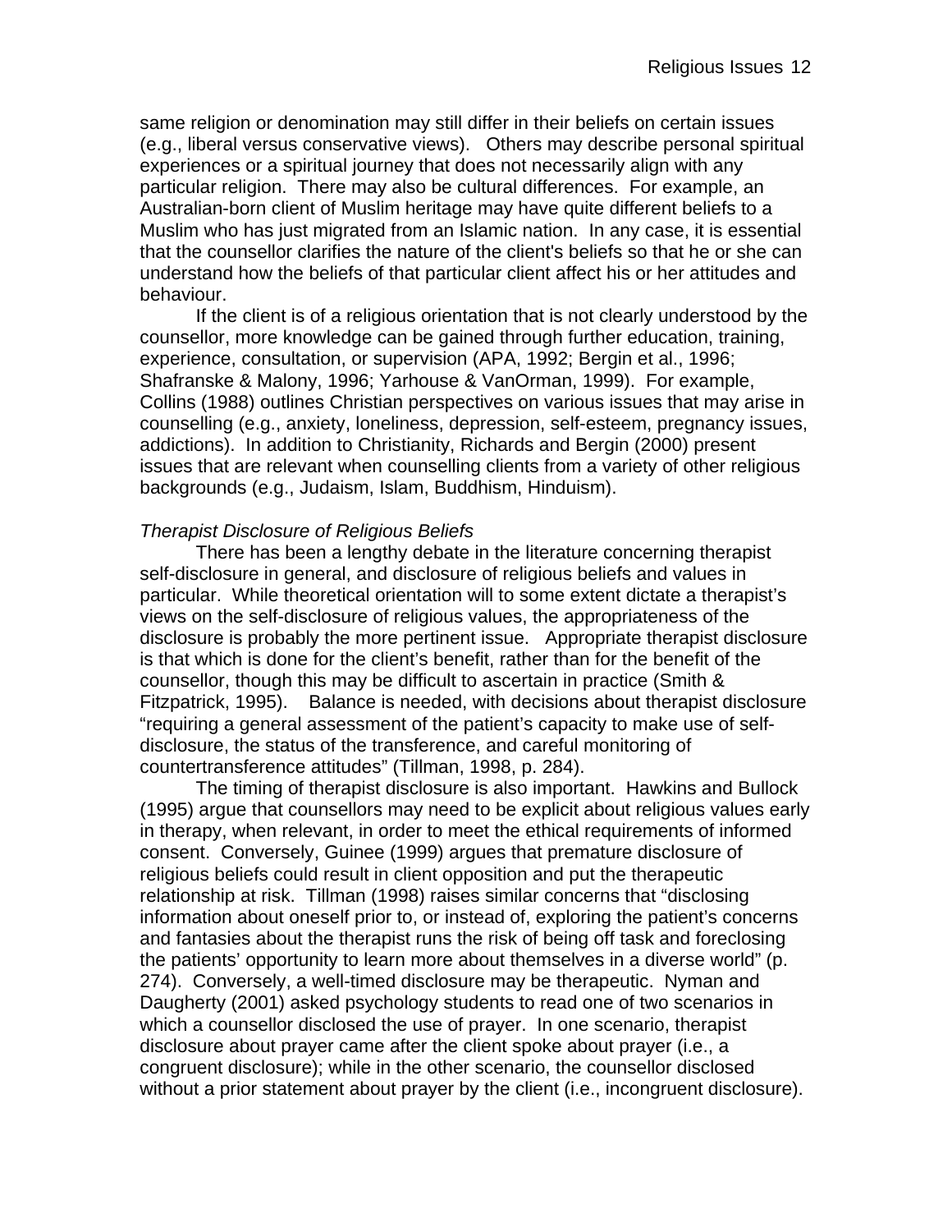same religion or denomination may still differ in their beliefs on certain issues (e.g., liberal versus conservative views). Others may describe personal spiritual experiences or a spiritual journey that does not necessarily align with any particular religion. There may also be cultural differences. For example, an Australian-born client of Muslim heritage may have quite different beliefs to a Muslim who has just migrated from an Islamic nation. In any case, it is essential that the counsellor clarifies the nature of the client's beliefs so that he or she can understand how the beliefs of that particular client affect his or her attitudes and behaviour.

If the client is of a religious orientation that is not clearly understood by the counsellor, more knowledge can be gained through further education, training, experience, consultation, or supervision (APA, 1992; Bergin et al., 1996; Shafranske & Malony, 1996; Yarhouse & VanOrman, 1999). For example, Collins (1988) outlines Christian perspectives on various issues that may arise in counselling (e.g., anxiety, loneliness, depression, self-esteem, pregnancy issues, addictions). In addition to Christianity, Richards and Bergin (2000) present issues that are relevant when counselling clients from a variety of other religious backgrounds (e.g., Judaism, Islam, Buddhism, Hinduism).

*Therapist Disclosure of Religious Beliefs*

There has been a lengthy debate in the literature concerning therapist self-disclosure in general, and disclosure of religious beliefs and values in particular. While theoretical orientation will to some extent dictate a therapist's views on the self-disclosure of religious values, the appropriateness of the disclosure is probably the more pertinent issue. Appropriate therapist disclosure is that which is done for the client's benefit, rather than for the benefit of the counsellor, though this may be difficult to ascertain in practice (Smith & Fitzpatrick, 1995). Balance is needed, with decisions about therapist disclosure "requiring a general assessment of the patient's capacity to make use of self-disclosure, the status of the transference, and careful monitoring of countertransference attitudes" (Tillman, 1998, p. 284).

The timing of therapist disclosure is also important. Hawkins and Bullock (1995) argue that counsellors may need to be explicit about religious values early in therapy, when relevant, in order to meet the ethical requirements of informed consent. Conversely, Guinee (1999) argues that premature disclosure of religious beliefs could result in client opposition and put the therapeutic relationship at risk. Tillman (1998) raises similar concerns that "disclosing information about oneself prior to, or instead of, exploring the patient's concerns and fantasies about the therapist runs the risk of being off task and foreclosing the patients' opportunity to learn more about themselves in a diverse world" (p. 274). Conversely, a well-timed disclosure may be therapeutic. Nyman and Daugherty (2001) asked psychology students to read one of two scenarios in which a counsellor disclosed the use of prayer. In one scenario, therapist disclosure about prayer came after the client spoke about prayer (i.e., a congruent disclosure); while in the other scenario, the counsellor disclosed without a prior statement about prayer by the client (i.e., incongruent disclosure).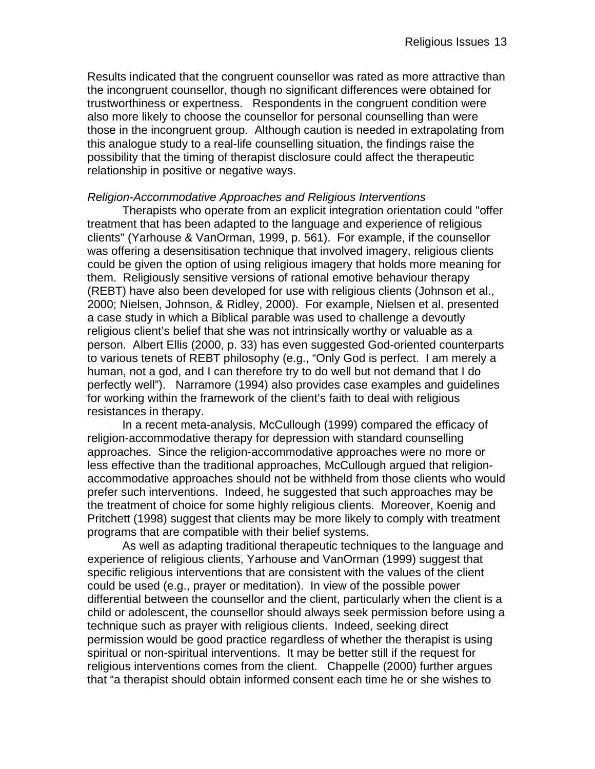Results indicated that the congruent counsellor was rated as more attractive than the incongruent counsellor, though no significant differences were obtained for trustworthiness or expertness. Respondents in the congruent condition were also more likely to choose the counsellor for personal counselling than were those in the incongruent group. Although caution is needed in extrapolating from this analogue study to a real-life counselling situation, the findings raise the possibility that the timing of therapist disclosure could affect the therapeutic relationship in positive or negative ways.

*Religion-Accommodative Approaches and Religious Interventions*

Therapists who operate from an explicit integration orientation could "offer treatment that has been adapted to the language and experience of religious clients" (Yarhouse & VanOrman, 1999, p. 561). For example, if the counsellor was offering a desensitisation technique that involved imagery, religious clients could be given the option of using religious imagery that holds more meaning for them. Religiously sensitive versions of rational emotive behaviour therapy (REBT) have also been developed for use with religious clients (Johnson et al., 2000; Nielsen, Johnson, & Ridley, 2000). For example, Nielsen et al. presented a case study in which a Biblical parable was used to challenge a devoutly religious client's belief that she was not intrinsically worthy or valuable as a person. Albert Ellis (2000, p. 33) has even suggested God-oriented counterparts to various tenets of REBT philosophy (e.g., "Only God is perfect. I am merely a human, not a god, and I can therefore try to do well but not demand that I do perfectly well"). Narramore (1994) also provides case examples and guidelines for working within the framework of the client's faith to deal with religious resistances in therapy.

In a recent meta-analysis, McCullough (1999) compared the efficacy of religion-accommodative therapy for depression with standard counselling approaches. Since the religion-accommodative approaches were no more or less effective than the traditional approaches, McCullough argued that religion-accommodative approaches should not be withheld from those clients who would prefer such interventions. Indeed, he suggested that such approaches may be the treatment of choice for some highly religious clients. Moreover, Koenig and Pritchett (1998) suggest that clients may be more likely to comply with treatment programs that are compatible with their belief systems.

As well as adapting traditional therapeutic techniques to the language and experience of religious clients, Yarhouse and VanOrman (1999) suggest that specific religious interventions that are consistent with the values of the client could be used (e.g., prayer or meditation). In view of the possible power differential between the counsellor and the client, particularly when the client is a child or adolescent, the counsellor should always seek permission before using a technique such as prayer with religious clients. Indeed, seeking direct permission would be good practice regardless of whether the therapist is using spiritual or non-spiritual interventions. It may be better still if the request for religious interventions comes from the client. Chappelle (2000) further argues that "a therapist should obtain informed consent each time he or she wishes to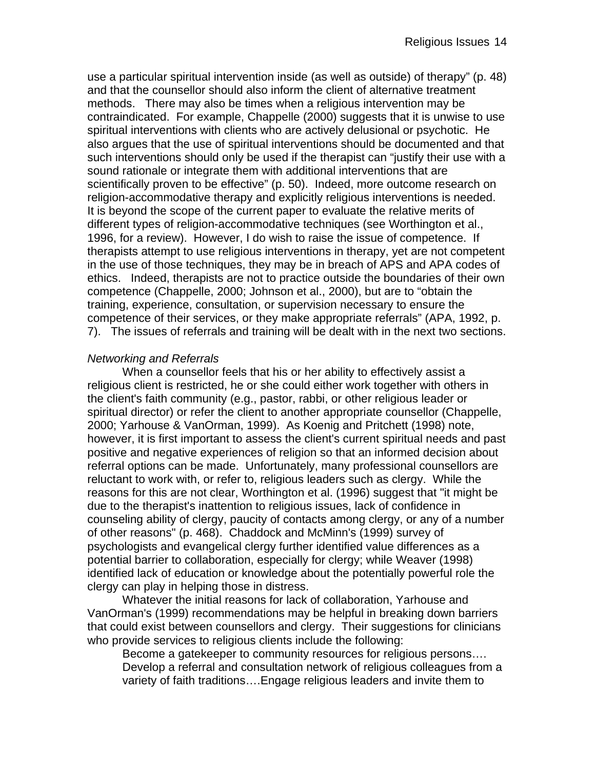use a particular spiritual intervention inside (as well as outside) of therapy" (p. 48) and that the counsellor should also inform the client of alternative treatment methods. There may also be times when a religious intervention may be contraindicated. For example, Chappelle (2000) suggests that it is unwise to use spiritual interventions with clients who are actively delusional or psychotic. He also argues that the use of spiritual interventions should be documented and that such interventions should only be used if the therapist can "justify their use with a sound rationale or integrate them with additional interventions that are scientifically proven to be effective" (p. 50). Indeed, more outcome research on religion-accommodative therapy and explicitly religious interventions is needed. It is beyond the scope of the current paper to evaluate the relative merits of different types of religion-accommodative techniques (see Worthington et al., 1996, for a review). However, I do wish to raise the issue of competence. If therapists attempt to use religious interventions in therapy, yet are not competent in the use of those techniques, they may be in breach of APS and APA codes of ethics. Indeed, therapists are not to practice outside the boundaries of their own competence (Chappelle, 2000; Johnson et al., 2000), but are to "obtain the training, experience, consultation, or supervision necessary to ensure the competence of their services, or they make appropriate referrals" (APA, 1992, p. 7). The issues of referrals and training will be dealt with in the next two sections.

*Networking and Referrals*

When a counsellor feels that his or her ability to effectively assist a religious client is restricted, he or she could either work together with others in the client's faith community (e.g., pastor, rabbi, or other religious leader or spiritual director) or refer the client to another appropriate counsellor (Chappelle, 2000; Yarhouse & VanOrman, 1999). As Koenig and Pritchett (1998) note, however, it is first important to assess the client's current spiritual needs and past positive and negative experiences of religion so that an informed decision about referral options can be made. Unfortunately, many professional counsellors are reluctant to work with, or refer to, religious leaders such as clergy. While the reasons for this are not clear, Worthington et al. (1996) suggest that "it might be due to the therapist's inattention to religious issues, lack of confidence in counseling ability of clergy, paucity of contacts among clergy, or any of a number of other reasons" (p. 468). Chaddock and McMinn's (1999) survey of psychologists and evangelical clergy further identified value differences as a potential barrier to collaboration, especially for clergy; while Weaver (1998) identified lack of education or knowledge about the potentially powerful role the clergy can play in helping those in distress.

Whatever the initial reasons for lack of collaboration, Yarhouse and VanOrman's (1999) recommendations may be helpful in breaking down barriers that could exist between counsellors and clergy. Their suggestions for clinicians who provide services to religious clients include the following:

> Become a gatekeeper to community resources for religious persons…. Develop a referral and consultation network of religious colleagues from a variety of faith traditions….Engage religious leaders and invite them to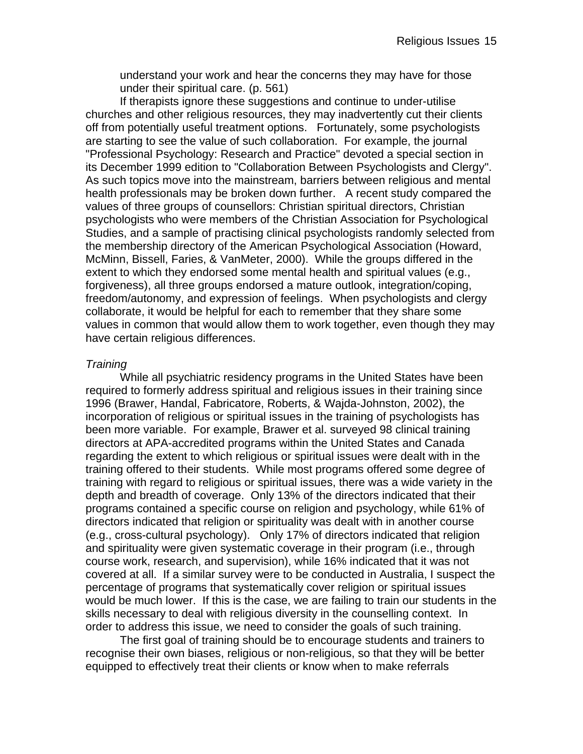understand your work and hear the concerns they may have for those under their spiritual care. (p. 561)

If therapists ignore these suggestions and continue to under-utilise churches and other religious resources, they may inadvertently cut their clients off from potentially useful treatment options. Fortunately, some psychologists are starting to see the value of such collaboration. For example, the journal "Professional Psychology: Research and Practice" devoted a special section in its December 1999 edition to "Collaboration Between Psychologists and Clergy". As such topics move into the mainstream, barriers between religious and mental health professionals may be broken down further. A recent study compared the values of three groups of counsellors: Christian spiritual directors, Christian psychologists who were members of the Christian Association for Psychological Studies, and a sample of practising clinical psychologists randomly selected from the membership directory of the American Psychological Association (Howard, McMinn, Bissell, Faries, & VanMeter, 2000). While the groups differed in the extent to which they endorsed some mental health and spiritual values (e.g., forgiveness), all three groups endorsed a mature outlook, integration/coping, freedom/autonomy, and expression of feelings. When psychologists and clergy collaborate, it would be helpful for each to remember that they share some values in common that would allow them to work together, even though they may have certain religious differences.

*Training*

While all psychiatric residency programs in the United States have been required to formerly address spiritual and religious issues in their training since 1996 (Brawer, Handal, Fabricatore, Roberts, & Wajda-Johnston, 2002), the incorporation of religious or spiritual issues in the training of psychologists has been more variable. For example, Brawer et al. surveyed 98 clinical training directors at APA-accredited programs within the United States and Canada regarding the extent to which religious or spiritual issues were dealt with in the training offered to their students. While most programs offered some degree of training with regard to religious or spiritual issues, there was a wide variety in the depth and breadth of coverage. Only 13% of the directors indicated that their programs contained a specific course on religion and psychology, while 61% of directors indicated that religion or spirituality was dealt with in another course (e.g., cross-cultural psychology). Only 17% of directors indicated that religion and spirituality were given systematic coverage in their program (i.e., through course work, research, and supervision), while 16% indicated that it was not covered at all. If a similar survey were to be conducted in Australia, I suspect the percentage of programs that systematically cover religion or spiritual issues would be much lower. If this is the case, we are failing to train our students in the skills necessary to deal with religious diversity in the counselling context. In order to address this issue, we need to consider the goals of such training.

The first goal of training should be to encourage students and trainers to recognise their own biases, religious or non-religious, so that they will be better equipped to effectively treat their clients or know when to make referrals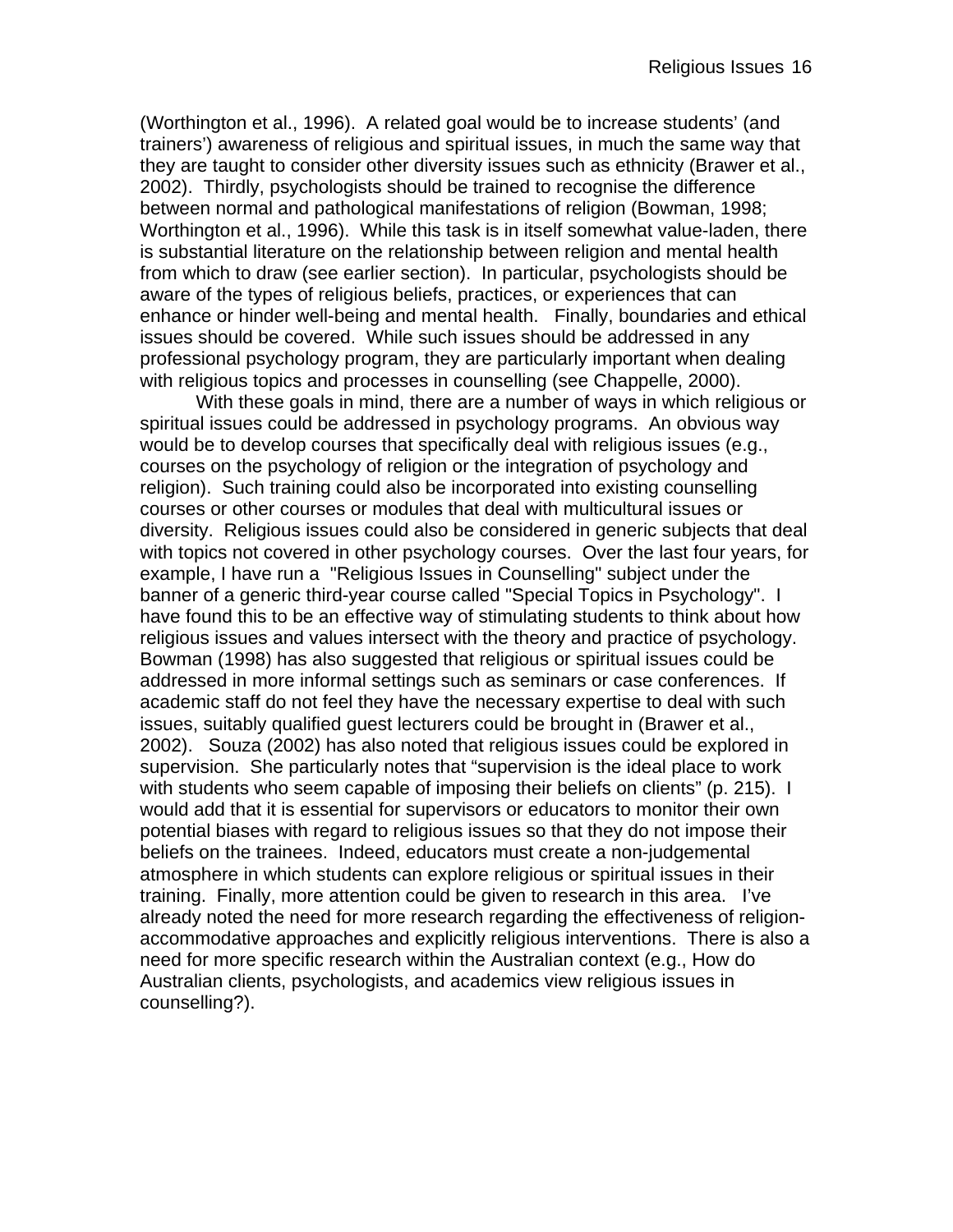(Worthington et al., 1996). A related goal would be to increase students' (and trainers') awareness of religious and spiritual issues, in much the same way that they are taught to consider other diversity issues such as ethnicity (Brawer et al., 2002). Thirdly, psychologists should be trained to recognise the difference between normal and pathological manifestations of religion (Bowman, 1998; Worthington et al., 1996). While this task is in itself somewhat value-laden, there is substantial literature on the relationship between religion and mental health from which to draw (see earlier section). In particular, psychologists should be aware of the types of religious beliefs, practices, or experiences that can enhance or hinder well-being and mental health. Finally, boundaries and ethical issues should be covered. While such issues should be addressed in any professional psychology program, they are particularly important when dealing with religious topics and processes in counselling (see Chappelle, 2000).

With these goals in mind, there are a number of ways in which religious or spiritual issues could be addressed in psychology programs. An obvious way would be to develop courses that specifically deal with religious issues (e.g., courses on the psychology of religion or the integration of psychology and religion). Such training could also be incorporated into existing counselling courses or other courses or modules that deal with multicultural issues or diversity. Religious issues could also be considered in generic subjects that deal with topics not covered in other psychology courses. Over the last four years, for example, I have run a "Religious Issues in Counselling" subject under the banner of a generic third-year course called "Special Topics in Psychology". I have found this to be an effective way of stimulating students to think about how religious issues and values intersect with the theory and practice of psychology. Bowman (1998) has also suggested that religious or spiritual issues could be addressed in more informal settings such as seminars or case conferences. If academic staff do not feel they have the necessary expertise to deal with such issues, suitably qualified guest lecturers could be brought in (Brawer et al., 2002). Souza (2002) has also noted that religious issues could be explored in supervision. She particularly notes that "supervision is the ideal place to work with students who seem capable of imposing their beliefs on clients" (p. 215). I would add that it is essential for supervisors or educators to monitor their own potential biases with regard to religious issues so that they do not impose their beliefs on the trainees. Indeed, educators must create a non-judgemental atmosphere in which students can explore religious or spiritual issues in their training. Finally, more attention could be given to research in this area. I've already noted the need for more research regarding the effectiveness of religion-accommodative approaches and explicitly religious interventions. There is also a need for more specific research within the Australian context (e.g., How do Australian clients, psychologists, and academics view religious issues in counselling?).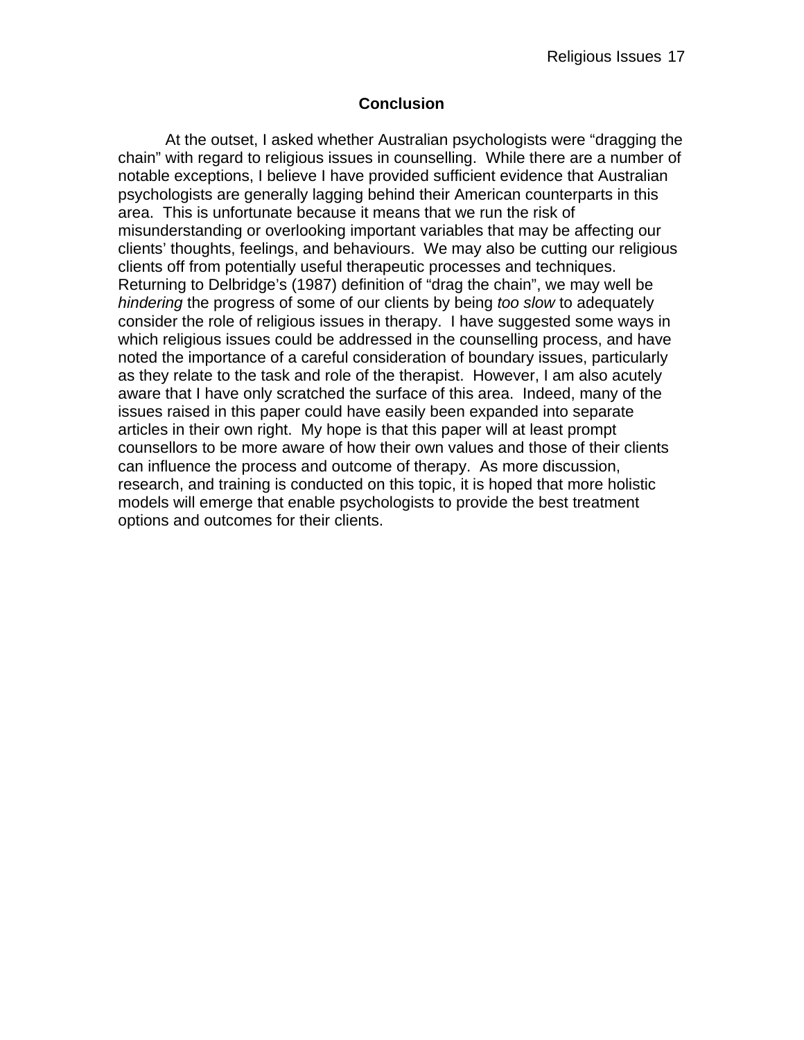## Conclusion

At the outset, I asked whether Australian psychologists were "dragging the chain" with regard to religious issues in counselling. While there are a number of notable exceptions, I believe I have provided sufficient evidence that Australian psychologists are generally lagging behind their American counterparts in this area. This is unfortunate because it means that we run the risk of misunderstanding or overlooking important variables that may be affecting our clients' thoughts, feelings, and behaviours. We may also be cutting our religious clients off from potentially useful therapeutic processes and techniques. Returning to Delbridge's (1987) definition of "drag the chain", we may well be *hindering* the progress of some of our clients by being *too slow* to adequately consider the role of religious issues in therapy. I have suggested some ways in which religious issues could be addressed in the counselling process, and have noted the importance of a careful consideration of boundary issues, particularly as they relate to the task and role of the therapist. However, I am also acutely aware that I have only scratched the surface of this area. Indeed, many of the issues raised in this paper could have easily been expanded into separate articles in their own right. My hope is that this paper will at least prompt counsellors to be more aware of how their own values and those of their clients can influence the process and outcome of therapy. As more discussion, research, and training is conducted on this topic, it is hoped that more holistic models will emerge that enable psychologists to provide the best treatment options and outcomes for their clients.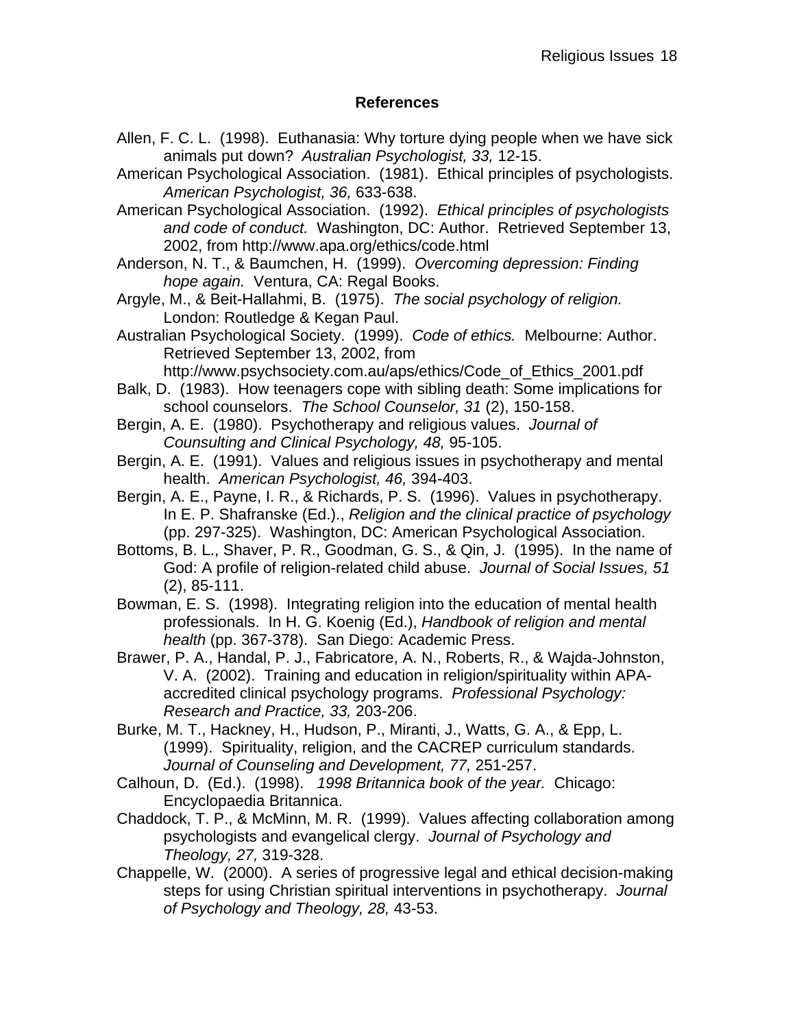## References

Allen, F. C. L. (1998). Euthanasia: Why torture dying people when we have sick animals put down? *Australian Psychologist, 33,* 12-15.

American Psychological Association. (1981). Ethical principles of psychologists. *American Psychologist, 36,* 633-638.

American Psychological Association. (1992). *Ethical principles of psychologists and code of conduct.* Washington, DC: Author. Retrieved September 13, 2002, from http://www.apa.org/ethics/code.html

Anderson, N. T., & Baumchen, H. (1999). *Overcoming depression: Finding hope again.* Ventura, CA: Regal Books.

Argyle, M., & Beit-Hallahmi, B. (1975). *The social psychology of religion.* London: Routledge & Kegan Paul.

Australian Psychological Society. (1999). *Code of ethics.* Melbourne: Author. Retrieved September 13, 2002, from http://www.psychsociety.com.au/aps/ethics/Code_of_Ethics_2001.pdf

Balk, D. (1983). How teenagers cope with sibling death: Some implications for school counselors. *The School Counselor, 31* (2), 150-158.

Bergin, A. E. (1980). Psychotherapy and religious values. *Journal of Counsulting and Clinical Psychology, 48,* 95-105.

Bergin, A. E. (1991). Values and religious issues in psychotherapy and mental health. *American Psychologist, 46,* 394-403.

Bergin, A. E., Payne, I. R., & Richards, P. S. (1996). Values in psychotherapy. In E. P. Shafranske (Ed.)., *Religion and the clinical practice of psychology* (pp. 297-325). Washington, DC: American Psychological Association.

Bottoms, B. L., Shaver, P. R., Goodman, G. S., & Qin, J. (1995). In the name of God: A profile of religion-related child abuse. *Journal of Social Issues, 51* (2), 85-111.

Bowman, E. S. (1998). Integrating religion into the education of mental health professionals. In H. G. Koenig (Ed.), *Handbook of religion and mental health* (pp. 367-378). San Diego: Academic Press.

Brawer, P. A., Handal, P. J., Fabricatore, A. N., Roberts, R., & Wajda-Johnston, V. A. (2002). Training and education in religion/spirituality within APA-accredited clinical psychology programs. *Professional Psychology: Research and Practice, 33,* 203-206.

Burke, M. T., Hackney, H., Hudson, P., Miranti, J., Watts, G. A., & Epp, L. (1999). Spirituality, religion, and the CACREP curriculum standards. *Journal of Counseling and Development, 77,* 251-257.

Calhoun, D. (Ed.). (1998). *1998 Britannica book of the year.* Chicago: Encyclopaedia Britannica.

Chaddock, T. P., & McMinn, M. R. (1999). Values affecting collaboration among psychologists and evangelical clergy. *Journal of Psychology and Theology, 27,* 319-328.

Chappelle, W. (2000). A series of progressive legal and ethical decision-making steps for using Christian spiritual interventions in psychotherapy. *Journal of Psychology and Theology, 28,* 43-53.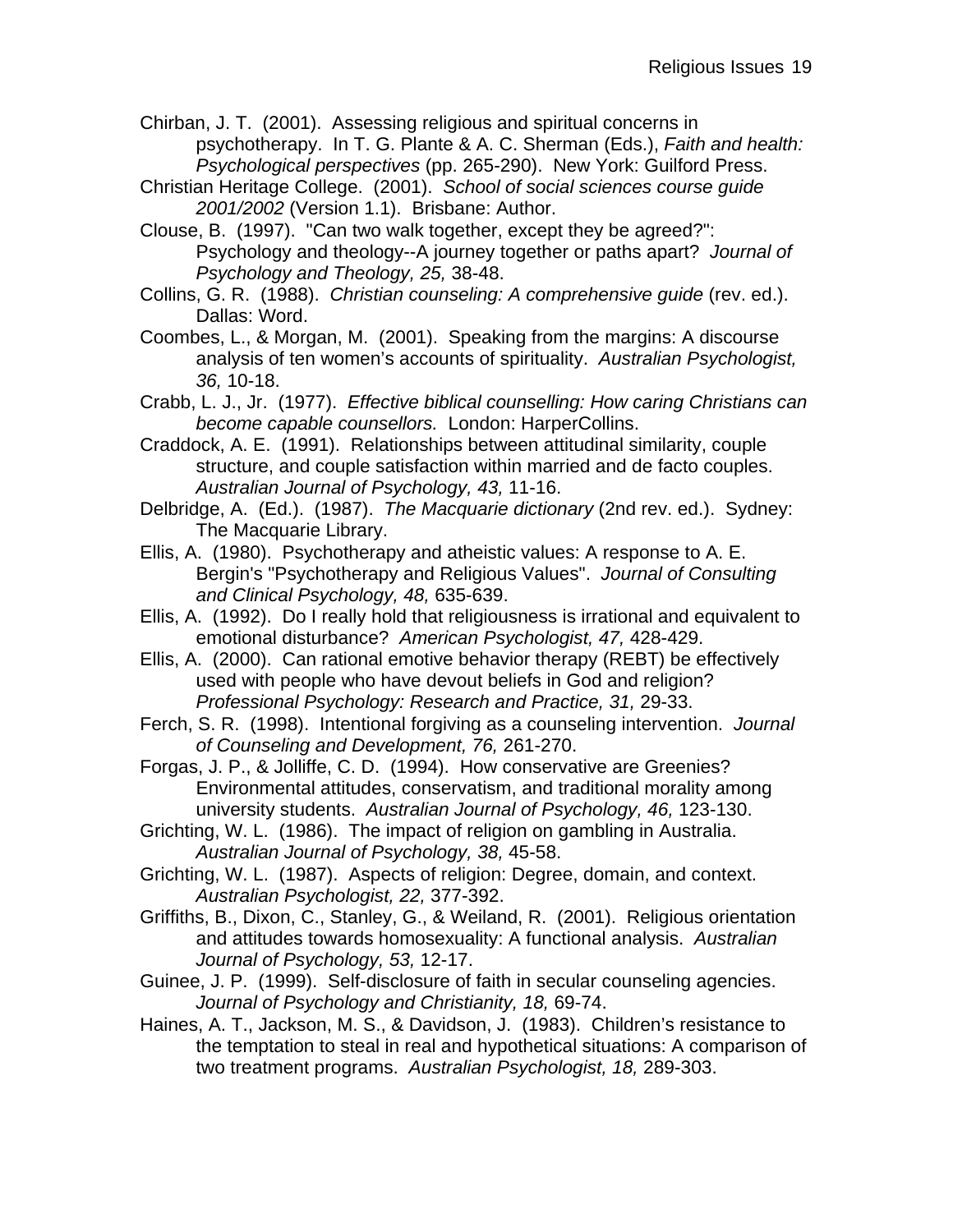Chirban, J. T. (2001). Assessing religious and spiritual concerns in psychotherapy. In T. G. Plante & A. C. Sherman (Eds.), *Faith and health: Psychological perspectives* (pp. 265-290). New York: Guilford Press.

Christian Heritage College. (2001). *School of social sciences course guide 2001/2002* (Version 1.1). Brisbane: Author.

Clouse, B. (1997). "Can two walk together, except they be agreed?": Psychology and theology--A journey together or paths apart? *Journal of Psychology and Theology, 25,* 38-48.

Collins, G. R. (1988). *Christian counseling: A comprehensive guide* (rev. ed.). Dallas: Word.

Coombes, L., & Morgan, M. (2001). Speaking from the margins: A discourse analysis of ten women's accounts of spirituality. *Australian Psychologist, 36,* 10-18.

Crabb, L. J., Jr. (1977). *Effective biblical counselling: How caring Christians can become capable counsellors.* London: HarperCollins.

Craddock, A. E. (1991). Relationships between attitudinal similarity, couple structure, and couple satisfaction within married and de facto couples. *Australian Journal of Psychology, 43,* 11-16.

Delbridge, A. (Ed.). (1987). *The Macquarie dictionary* (2nd rev. ed.). Sydney: The Macquarie Library.

Ellis, A. (1980). Psychotherapy and atheistic values: A response to A. E. Bergin's "Psychotherapy and Religious Values". *Journal of Consulting and Clinical Psychology, 48,* 635-639.

Ellis, A. (1992). Do I really hold that religiousness is irrational and equivalent to emotional disturbance? *American Psychologist, 47,* 428-429.

Ellis, A. (2000). Can rational emotive behavior therapy (REBT) be effectively used with people who have devout beliefs in God and religion? *Professional Psychology: Research and Practice, 31,* 29-33.

Ferch, S. R. (1998). Intentional forgiving as a counseling intervention. *Journal of Counseling and Development, 76,* 261-270.

Forgas, J. P., & Jolliffe, C. D. (1994). How conservative are Greenies? Environmental attitudes, conservatism, and traditional morality among university students. *Australian Journal of Psychology, 46,* 123-130.

Grichting, W. L. (1986). The impact of religion on gambling in Australia. *Australian Journal of Psychology, 38,* 45-58.

Grichting, W. L. (1987). Aspects of religion: Degree, domain, and context. *Australian Psychologist, 22,* 377-392.

Griffiths, B., Dixon, C., Stanley, G., & Weiland, R. (2001). Religious orientation and attitudes towards homosexuality: A functional analysis. *Australian Journal of Psychology, 53,* 12-17.

Guinee, J. P. (1999). Self-disclosure of faith in secular counseling agencies. *Journal of Psychology and Christianity, 18,* 69-74.

Haines, A. T., Jackson, M. S., & Davidson, J. (1983). Children's resistance to the temptation to steal in real and hypothetical situations: A comparison of two treatment programs. *Australian Psychologist, 18,* 289-303.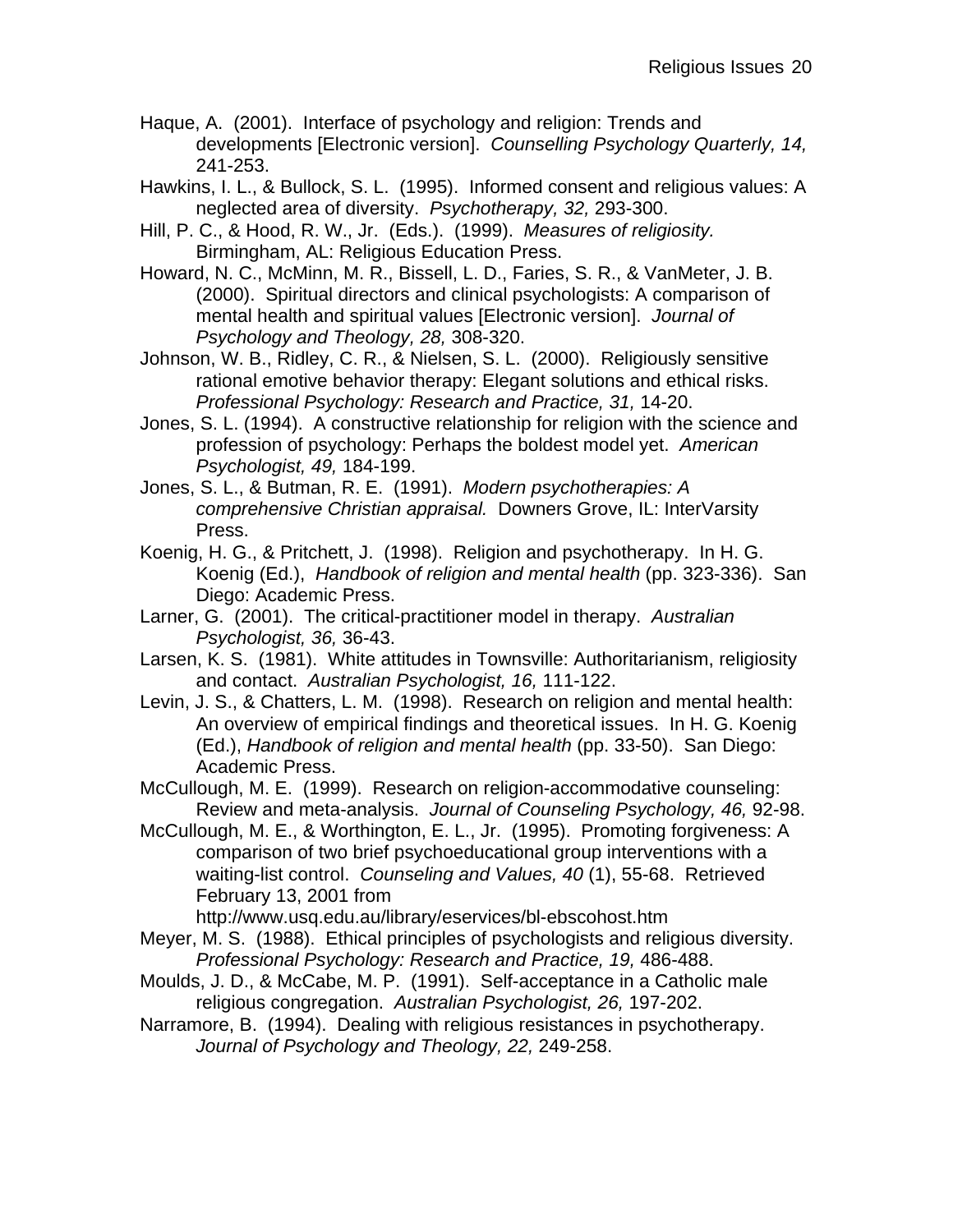Haque, A. (2001). Interface of psychology and religion: Trends and developments [Electronic version]. *Counselling Psychology Quarterly, 14,* 241-253.

Hawkins, I. L., & Bullock, S. L. (1995). Informed consent and religious values: A neglected area of diversity. *Psychotherapy, 32,* 293-300.

Hill, P. C., & Hood, R. W., Jr. (Eds.). (1999). *Measures of religiosity.* Birmingham, AL: Religious Education Press.

Howard, N. C., McMinn, M. R., Bissell, L. D., Faries, S. R., & VanMeter, J. B. (2000). Spiritual directors and clinical psychologists: A comparison of mental health and spiritual values [Electronic version]. *Journal of Psychology and Theology, 28,* 308-320.

Johnson, W. B., Ridley, C. R., & Nielsen, S. L. (2000). Religiously sensitive rational emotive behavior therapy: Elegant solutions and ethical risks. *Professional Psychology: Research and Practice, 31,* 14-20.

Jones, S. L. (1994). A constructive relationship for religion with the science and profession of psychology: Perhaps the boldest model yet. *American Psychologist, 49,* 184-199.

Jones, S. L., & Butman, R. E. (1991). *Modern psychotherapies: A comprehensive Christian appraisal.* Downers Grove, IL: InterVarsity Press.

Koenig, H. G., & Pritchett, J. (1998). Religion and psychotherapy. In H. G. Koenig (Ed.), *Handbook of religion and mental health* (pp. 323-336). San Diego: Academic Press.

Larner, G. (2001). The critical-practitioner model in therapy. *Australian Psychologist, 36,* 36-43.

Larsen, K. S. (1981). White attitudes in Townsville: Authoritarianism, religiosity and contact. *Australian Psychologist, 16,* 111-122.

Levin, J. S., & Chatters, L. M. (1998). Research on religion and mental health: An overview of empirical findings and theoretical issues. In H. G. Koenig (Ed.), *Handbook of religion and mental health* (pp. 33-50). San Diego: Academic Press.

McCullough, M. E. (1999). Research on religion-accommodative counseling: Review and meta-analysis. *Journal of Counseling Psychology, 46,* 92-98.

McCullough, M. E., & Worthington, E. L., Jr. (1995). Promoting forgiveness: A comparison of two brief psychoeducational group interventions with a waiting-list control. *Counseling and Values, 40* (1), 55-68. Retrieved February 13, 2001 from http://www.usq.edu.au/library/eservices/bl-ebscohost.htm

Meyer, M. S. (1988). Ethical principles of psychologists and religious diversity. *Professional Psychology: Research and Practice, 19,* 486-488.

Moulds, J. D., & McCabe, M. P. (1991). Self-acceptance in a Catholic male religious congregation. *Australian Psychologist, 26,* 197-202.

Narramore, B. (1994). Dealing with religious resistances in psychotherapy. *Journal of Psychology and Theology, 22,* 249-258.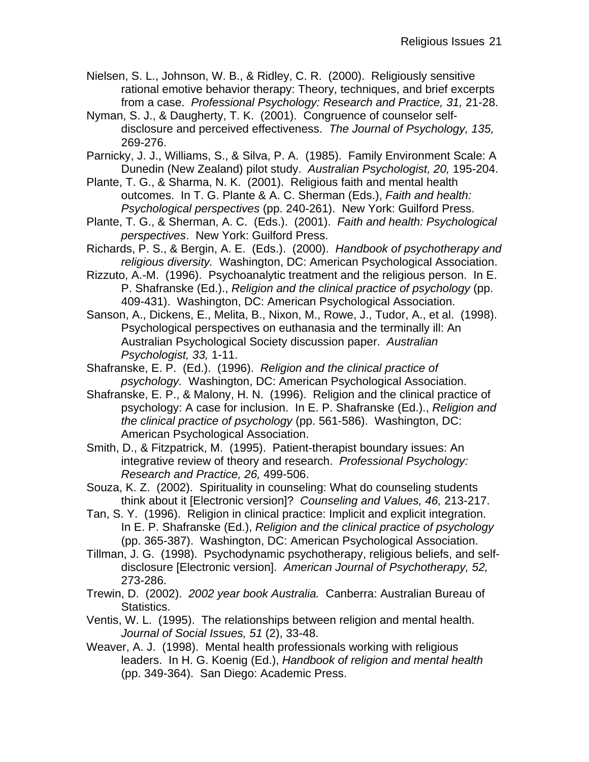Nielsen, S. L., Johnson, W. B., & Ridley, C. R. (2000). Religiously sensitive rational emotive behavior therapy: Theory, techniques, and brief excerpts from a case. *Professional Psychology: Research and Practice, 31,* 21-28.

Nyman, S. J., & Daugherty, T. K. (2001). Congruence of counselor self-disclosure and perceived effectiveness. *The Journal of Psychology, 135,* 269-276.

Parnicky, J. J., Williams, S., & Silva, P. A. (1985). Family Environment Scale: A Dunedin (New Zealand) pilot study. *Australian Psychologist, 20,* 195-204.

Plante, T. G., & Sharma, N. K. (2001). Religious faith and mental health outcomes. In T. G. Plante & A. C. Sherman (Eds.), *Faith and health: Psychological perspectives* (pp. 240-261). New York: Guilford Press.

Plante, T. G., & Sherman, A. C. (Eds.). (2001). *Faith and health: Psychological perspectives*. New York: Guilford Press.

Richards, P. S., & Bergin, A. E. (Eds.). (2000). *Handbook of psychotherapy and religious diversity.* Washington, DC: American Psychological Association.

Rizzuto, A.-M. (1996). Psychoanalytic treatment and the religious person. In E. P. Shafranske (Ed.)., *Religion and the clinical practice of psychology* (pp. 409-431). Washington, DC: American Psychological Association.

Sanson, A., Dickens, E., Melita, B., Nixon, M., Rowe, J., Tudor, A., et al. (1998). Psychological perspectives on euthanasia and the terminally ill: An Australian Psychological Society discussion paper. *Australian Psychologist, 33,* 1-11.

Shafranske, E. P. (Ed.). (1996). *Religion and the clinical practice of psychology.* Washington, DC: American Psychological Association.

Shafranske, E. P., & Malony, H. N. (1996). Religion and the clinical practice of psychology: A case for inclusion. In E. P. Shafranske (Ed.)., *Religion and the clinical practice of psychology* (pp. 561-586). Washington, DC: American Psychological Association.

Smith, D., & Fitzpatrick, M. (1995). Patient-therapist boundary issues: An integrative review of theory and research. *Professional Psychology: Research and Practice, 26,* 499-506.

Souza, K. Z. (2002). Spirituality in counseling: What do counseling students think about it [Electronic version]? *Counseling and Values, 46,* 213-217.

Tan, S. Y. (1996). Religion in clinical practice: Implicit and explicit integration. In E. P. Shafranske (Ed.), *Religion and the clinical practice of psychology* (pp. 365-387). Washington, DC: American Psychological Association.

Tillman, J. G. (1998). Psychodynamic psychotherapy, religious beliefs, and self-disclosure [Electronic version]. *American Journal of Psychotherapy, 52,* 273-286.

Trewin, D. (2002). *2002 year book Australia.* Canberra: Australian Bureau of Statistics.

Ventis, W. L. (1995). The relationships between religion and mental health. *Journal of Social Issues, 51* (2), 33-48.

Weaver, A. J. (1998). Mental health professionals working with religious leaders. In H. G. Koenig (Ed.), *Handbook of religion and mental health* (pp. 349-364). San Diego: Academic Press.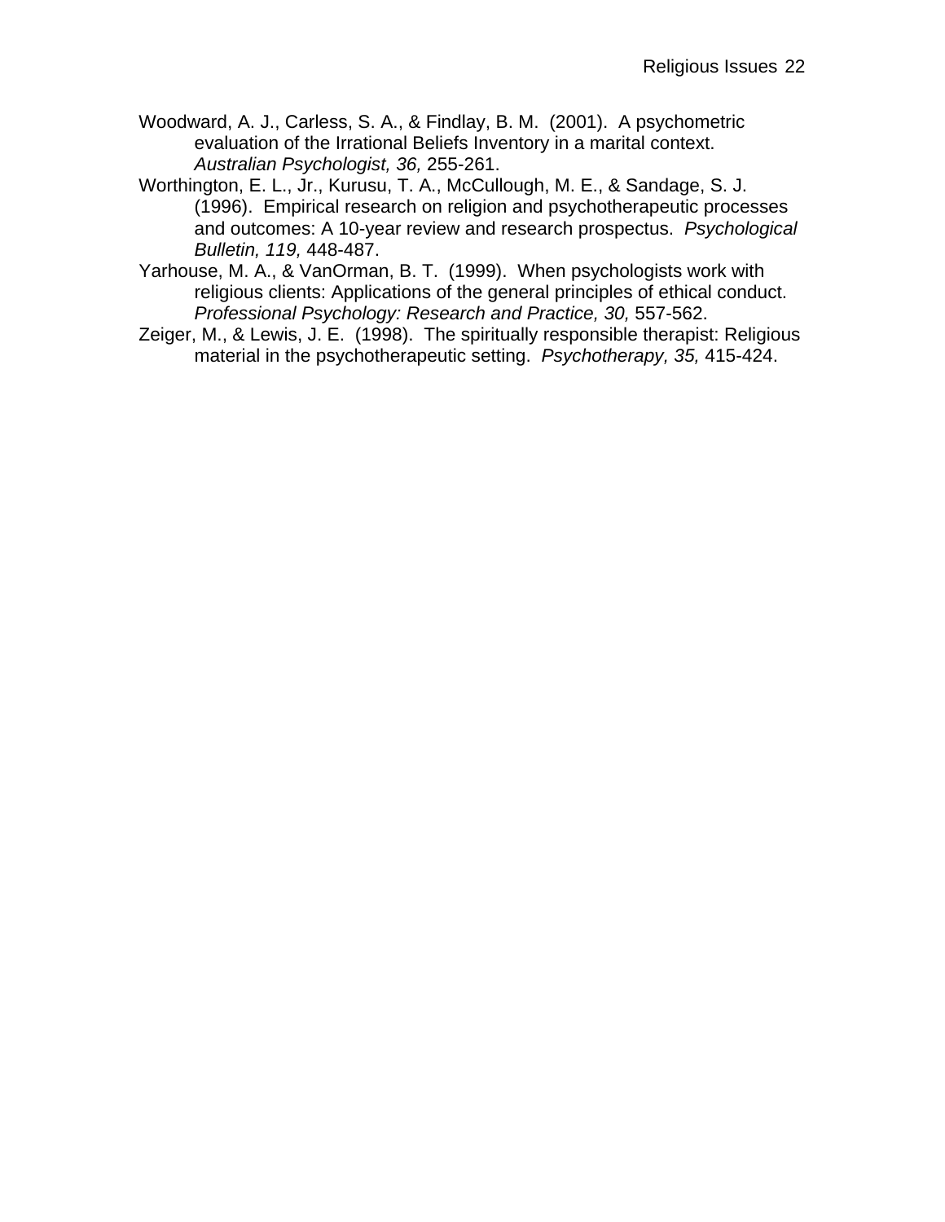Woodward, A. J., Carless, S. A., & Findlay, B. M. (2001). A psychometric evaluation of the Irrational Beliefs Inventory in a marital context. *Australian Psychologist, 36,* 255-261.

Worthington, E. L., Jr., Kurusu, T. A., McCullough, M. E., & Sandage, S. J. (1996). Empirical research on religion and psychotherapeutic processes and outcomes: A 10-year review and research prospectus. *Psychological Bulletin, 119,* 448-487.

Yarhouse, M. A., & VanOrman, B. T. (1999). When psychologists work with religious clients: Applications of the general principles of ethical conduct. *Professional Psychology: Research and Practice, 30,* 557-562.

Zeiger, M., & Lewis, J. E. (1998). The spiritually responsible therapist: Religious material in the psychotherapeutic setting. *Psychotherapy, 35,* 415-424.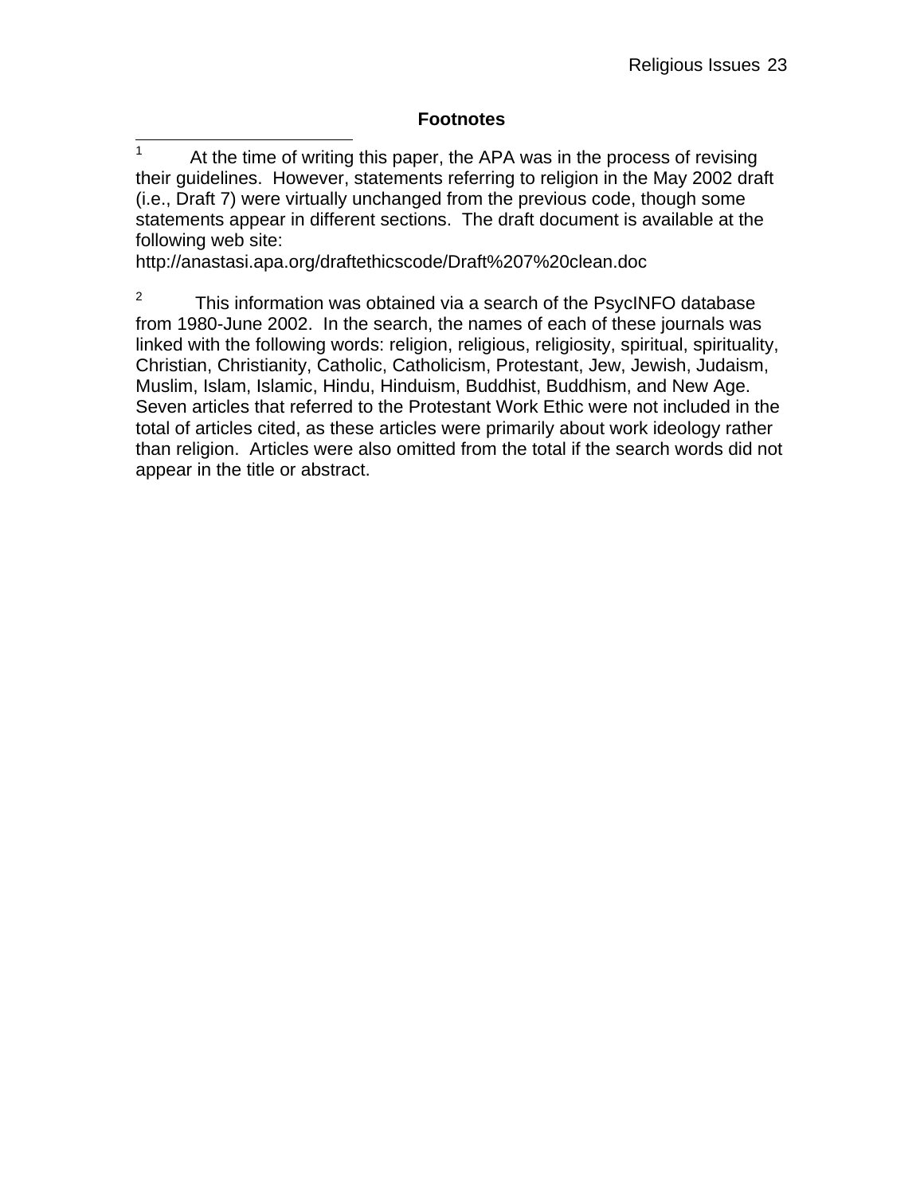## Footnotes

[1] At the time of writing this paper, the APA was in the process of revising their guidelines. However, statements referring to religion in the May 2002 draft (i.e., Draft 7) were virtually unchanged from the previous code, though some statements appear in different sections. The draft document is available at the following web site:
http://anastasi.apa.org/draftethicscode/Draft%207%20clean.doc

[2] This information was obtained via a search of the PsycINFO database from 1980-June 2002. In the search, the names of each of these journals was linked with the following words: religion, religious, religiosity, spiritual, spirituality, Christian, Christianity, Catholic, Catholicism, Protestant, Jew, Jewish, Judaism, Muslim, Islam, Islamic, Hindu, Hinduism, Buddhist, Buddhism, and New Age. Seven articles that referred to the Protestant Work Ethic were not included in the total of articles cited, as these articles were primarily about work ideology rather than religion. Articles were also omitted from the total if the search words did not appear in the title or abstract.